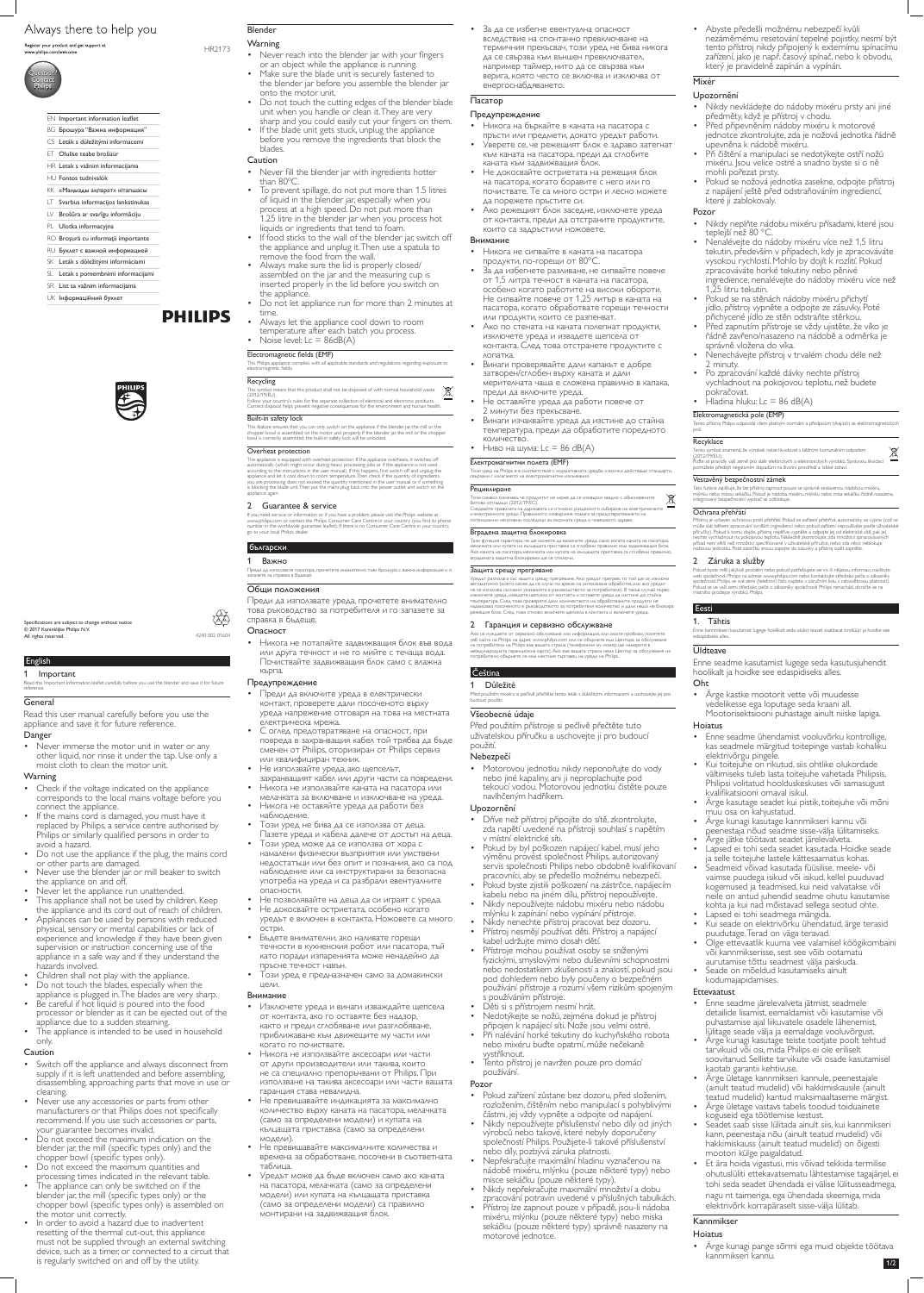# Always there to help you

Register your product and get support at
www.philips.com/welcome

Question? Contact Philips

HR2173

- EN Important information leaflet
- BG Брошура "Важна информация"
- CS Leták s důležitými informacemi
- ET Oluline teabe brošüür
- HR Letak s važnim informacijama
- HU Fontos tudnivalók
- KK «Маңызды ақпарат» кітапшасы
- LT Svarbus informacijos lankstinukas
- LV Brošūra ar svarīgu informāciju
- PL Ulotka informacyjna
- RO Broşură cu informaţii importante
- RU Буклет с важной информацией
- SK Leták s dôležitými informáciami
- SL Letak s pomembnimi informacijami
- SR List sa važnim informacijama
- UK Інформаційний буклет

PHILIPS

Specifications are subject to change without notice
© 2017 Koninklijke Philips N.V.
All rights reserved.

4240 002 01604

## English

### 1 Important

Read this Important information leaflet carefully before you use the blender and save it for future reference.

### General

Read this user manual carefully before you use the appliance and save it for future reference.

#### Danger

- Never immerse the motor unit in water or any other liquid, nor rinse it under the tap. Use only a moist cloth to clean the motor unit.

#### Warning

- Check if the voltage indicated on the appliance corresponds to the local mains voltage before you connect the appliance.
- If the mains cord is damaged, you must have it replaced by Philips, a service centre authorised by Philips or similarly qualified persons in order to avoid a hazard.
- Do not use the appliance if the plug, the mains cord or other parts are damaged.
- Never use the blender jar or mill beaker to switch the appliance on and off.
- Never let the appliance run unattended.
- This appliance shall not be used by children. Keep the appliance and its cord out of reach of children.
- Appliances can be used by persons with reduced physical, sensory or mental capabilities or lack of experience and knowledge if they have been given supervision or instruction concerning use of the appliance in a safe way and if they understand the hazards involved.
- Children shall not play with the appliance.
- Do not touch the blades, especially when the appliance is plugged in. The blades are very sharp.
- Be careful if hot liquid is poured into the food processor or blender as it can be ejected out of the appliance due to a sudden steaming.
- The appliance is intended to be used in household only.

#### Caution

- Switch off the appliance and always disconnect from supply if it is left unattended and before assembling, disassembling, approaching parts that move in use or cleaning.
- Never use any accessories or parts from other manufacturers or that Philips does not specifically recommend. If you use such accessories or parts, your guarantee becomes invalid.
- Do not exceed the maximum indication on the blender jar, the mill (specific types only) and the chopper bowl (specific types only).
- Do not exceed the maximum quantities and processing times indicated in the relevant table.
- The appliance can only be switched on if the blender jar, the mill (specific types only) or the chopper bowl (specific types only) is assembled on the motor unit correctly.
- In order to avoid a hazard due to inadvertent resetting of the thermal cut-out, this appliance must not be supplied through an external switching device, such as a timer, or connected to a circuit that is regularly switched on and off by the utility.

### Blender

#### Warning

- Never reach into the blender jar with your fingers or an object while the appliance is running.
- Make sure the blade unit is securely fastened to the blender jar before you assemble the blender jar onto the motor unit.
- Do not touch the cutting edges of the blender blade unit when you handle or clean it. They are very sharp and you could easily cut your fingers on them.
- If the blade unit gets stuck, unplug the appliance before you remove the ingredients that block the blades.

#### Caution

- Never fill the blender jar with ingredients hotter than 80°C.
- To prevent spillage, do not put more than 1.5 litres of liquid in the blender jar, especially when you process at a high speed. Do not put more than 1.25 litre in the blender jar when you process hot liquids or ingredients that tend to foam.
- If food sticks to the wall of the blender jar, switch off the appliance and unplug it. Then use a spatula to remove the food from the wall.
- Always make sure the lid is properly closed/assembled on the jar and the measuring cup is inserted properly in the lid before you switch on the appliance.
- Do not let appliance run for more than 2 minutes at time.
- Always let the appliance cool down to room temperature after each batch you process.
- Noise level: Lc = 86dB(A)

#### Electromagnetic fields (EMF)

This Philips appliance complies with all applicable standards and regulations regarding exposure to electromagnetic fields.

#### Recycling

This symbol means that this product shall not be disposed of with normal household waste (2012/19/EU).
Follow your country's rules for the separate collection of electrical and electronic products. Correct disposal helps prevent negative consequences for the environment and human health.

#### Built-in safety lock

This feature ensures that you can only switch on the appliance if the blender jar, the mill or the chopper bowl is assembled on the motor unit properly. If the blender jar, the mill or the chopper bowl is correctly assembled, the built-in safety lock will be unlocked.

#### Overheat protection

The appliance is equipped with overheat protection. If the appliance overheats, it switches off automatically (which might occur during heavy processing jobs or if the appliance is not used according to the instructions in the user manual). If this happens, first switch off and unplug the appliance and let it cool down to room temperature. Then check if the quantity of ingredients you are processing does not exceed the quantity mentioned in the user manual or if something is blocking the blade unit. Then put the mains plug back into the power outlet and switch on the appliance again.

### 2 Guarantee & service

If you need service or information or if you have a problem, please visit the Philips website at www.philips.com or contact the Philips Consumer Care Centre in your country (you find its phone number in the worldwide guarantee leaflet). If there is no Consumer Care Centre in your country, go to your local Philips dealer.

## български

### 1 Важно

Преди да използвате пасатора, прочетете внимателно тази брошура с важна информация и я запазете за справка в бъдеще.

### Общи положения

Преди да използвате уреда, прочетете внимателно това ръководство за потребителя и го запазете за справка в бъдеще.

#### Опасност

- Никога не потапяйте задвижващия блок във вода или друга течност и не го мийте с течаща вода. Почиствайте задвижващия блок само с влажна кърпа.

#### Предупреждение

- Преди да включите уреда в електрически контакт, проверете дали посоченото върху уреда напрежение отговаря на това на местната електрическа мрежа.
- С оглед предотвратяване на опасност, при повреда в захранващия кабел той трябва да бъде сменен от Philips, оторизиран от Philips сервиз или квалифициран техник.
- Не използвайте уреда, ако щепсела, захранващият кабел или други части са повредени.
- Никога не използвайте каната на пасатора или мелачката за включване и изключване на уреда.
- Никога не оставяйте уреда да работи без наблюдение.
- Този уред не бива да се използва от деца. Пазете уреда и кабела далече от достъп на деца.
- Този уред може да се използва от хора с намалени физически възприятия или умствени недостатъци или без опит и познания, ако са под наблюдение или са инструктирани за безопасна употреба на уреда и са разбрали евентуалните опасности.
- Не позволявайте на деца да си играят с уреда.
- Не докосвайте острието, особено когато уредът е включен в контакта. Ножовете са много остри.
- Бъдете внимателни, ако наливате горещи течности в кухненския робот или пасатора, тъй като поради изпаряването може ненадейно да пръсне течност навън.
- Този уред е предназначен само за домакински цели.

#### Внимание

- Изключете уреда и винаги изваждайте щепсела от контакта, ако го оставяте без надзор, както и преди сглобяване или разглобяване, приближаване към движещите му части или когато го почиствате.
- Никога не използвайте аксесоари или части от други производители или такива, които не са специално препоръчвани от Philips. При използване на такива аксесоари или части вашата гаранция става невалидна.
- Не превишавайте индикацията за максимално количество върху каната на пасатора, мелачката (само за определени модели) и купата на кълцащата приставка (само за определени модели).
- Не превишавайте максималните количества и времена за обработване, посочени в съответната таблица.
- Уредът може да бъде включен само ако каната на пасатора, мелачката (само за определени модели) или купата на кълцащата приставка (само за определени модели) са правилно монтирани на задвижващия блок.
- За да се избегне евентуална опасност вследствие на спонтанно превключване на термичния прекъсвач, този уред не бива никога да се свързва към външен превключвател, например таймер, нито да се свързва към верига, която често се включва и изключва от енергоснабдяването.

### Пасатор

#### Предупреждение

- Никога на бъркайте в каната на пасатора с пръсти или предмети, докато уредът работи.
- Уверете се, че режещият блок е здраво затегнат към каната на пасатора, преди да слобите каната към задвижващия блок.
- Не докосвайте острието на режещия блок на пасатора, когато боравите с него или го почиствате. Те са много остри и лесно можете да порежете пръстите си.
- Ако режещият блок заседне, изключете уреда от контакта, преди да отстраните продуктите, които са задръстили ножовете.

#### Внимание

- Никога не сипвайте в каната на пасатора продукти, по-горещи от 80°C.
- За да избегнете разливане, не сипвайте повече от 1,5 литра течност в каната на пасатора, особено когато работите на високи обороти. Не сипвайте повече от 1,25 литър в каната на пасатора, когато обработвате горещи течности или продукти, които се разпенват.
- Ако по стената на каната полепнат продукти, изключете уреда и извадете щепсела от контакта. След това отстранете продуктите с лопатка.
- Винаги проверявайте дали капакът е добре затворен/сглобен върху каната и дали мерителната чаша е сложена правилно в капака, преди да включите уреда.
- Не оставяйте уреда да работи повече от 2 минути без прекъсване.
- Винаги изчаквайте уреда да изстине до стайна температура, преди да обработите поредното количество.
- Ниво на шума: Lc = 86 dB(A)

#### Електромагнитни полета (EMF)

Този уред на Philips е в съответствие с нормативната уредба и всички действащи стандарти, свързани с излагането на електромагнитни излъчвания.

#### Рециклиране

Този символ означава, че продуктът не може да се изхвърля заедно с обикновените битови отпадъци (2012/19/ЕС).
Следвайте правилата на държавата си относно разделното събиране на електрическите и електронните уреди. Правилното изхвърляне помага за предотвратяването на потенциални негативни последици за околната среда и човешкото здраве.

#### Вградена защитна блокировка

Тази функция гарантира, че можете да включите уреда, само когато каната на пасатора, мелачката или купата на кълцащата приставка са сглобени правилно към задвижващия блок. Ако каната на пасатора, мелачката или купата на кълцащата приставка са сглобени правилно, вградената защитна блокировка ще се отключи.

#### Защита срещу прегряване

Уредът разполага със защита срещу прегряване. Ако уредът прегрее, то той ще се изключи автоматично (което може да се случи по време на интензивна обработка или ако уредът не се използва съгласно указанията в ръководството за потребителя). В такъв случай първо изключете уреда, извадете щепсела от контакта и оставете уреда да изстине до стайна температура. След това проверете дали количеството на обработваните продукти не надвишава посоченото в ръководството за потребителя количество и дали нещо не блокира режещия блок. След това отново включете щепсела в контакта и включете уреда.

### 2 Гаранция и сервизно обслужване

Ако се нуждаете от сервизно обслужване или информация, или имате проблеми, посетете уеб сайта на Philips на адрес www.philips.com или се обърнете към Центъра за обслужване на потребители на Philips във вашата страна (телефонния му номер ще намерите в международната гаранционна карта). Ако във вашата страна няма Център за обслужване на потребители, обърнете се към местния търговец на уреди на Philips.

## Čeština

### 1 Důležité

Před použitím mixéru si pečlivě přečtěte tento leták s důležitými informacemi a uschovejte jej pro budoucí použití.

### Všeobecné údaje

Před použitím přístroje si pečlivě přečtěte tuto uživatelskou příručku a uschovejte ji pro budoucí použití.

#### Nebezpečí

- Motorovou jednotku nikdy neponořujte do vody nebo jiné kapaliny, ani ji neoplachujte pod tekoucí vodou. Motorovou jednotku čistěte pouze navlhčeným hadříkem.

#### Upozornění

- Dříve než přístroj připojíte do sítě, zkontrolujte, zda napětí uvedené na přístroji souhlasí s napětím v místní elektrické síti.
- Pokud by byl poškozen napájecí kabel, musí jeho výměnu provést společnost Philips, autorizovaný servis společnosti Philips nebo obdobně kvalifikovaní pracovníci, aby se předešlo možnému nebezpečí.
- Pokud byste zjistili poškození na zástrčce, napájecím kabelu nebo na jiném dílu, přístroj nepoužívejte.
- Nikdy nepoužívejte nádobu mixéru nebo nádobu mlýnku k zapínání nebo vypínání přístroje.
- Nikdy nenechte přístroj pracovat bez dozoru.
- Přístroj nesmějí používat děti. Přístroj a napájecí kabel udržujte mimo dosah dětí.
- Přístroje mohou používat osoby se sníženými fyzickými, smyslovými nebo duševními schopnostmi nebo nedostatkem zkušeností a znalostí, pokud jsou pod dohledem nebo byly poučeny o bezpečném používání přístroje a rozumí všem rizikům spojeným s používáním přístroje.
- Děti si s přístrojem nesmí hrát.
- Nedotýkejte se nožů, zejména dokud je přístroj připojen k napájecí síti. Nože jsou velmi ostré.
- Při nalévání horké tekutiny do kuchyňského robota nebo mixéru buďte opatrní, může nečekaně vystříknout.
- Tento přístroj je navržen pouze pro domácí používání.

#### Pozor

- Pokud zařízení zůstane bez dozoru, před složením, rozložením, čištěním nebo manipulací s pohyblivými částmi, jej vždy vypněte a odpojte od napájení.
- Nikdy nepoužívejte příslušenství nebo díly od jiných výrobců nebo takové, které nebyly doporučeny společností Philips. Použijete-li takové příslušenství nebo díly, pozbývá záruka platnosti.
- Nepřekračujte maximální hladinu vyznačenou na nádobě mixéru, mlýnku (pouze některé typy) nebo misce sekáčku (pouze některé typy).
- Nikdy nepřekračujte maximální množství a dobu zpracování potravin uvedené v příslušných tabulkách.
- Přístroj lze zapnout pouze v případě, jsou-li nádoba mixéru, mlýnku (pouze některé typy) nebo miska sekáčku (pouze některé typy) správně nasazeny na motorové jednotce.
- Abyste předešli možnému nebezpečí kvůli nezáměrnému resetování tepelné pojistky, nesmí být tento přístroj nikdy připojený k externímu spínacímu zařízení, jako je např. časový spínač, nebo k obvodu, který je pravidelně zapínán a vypínán.

### Mixér

#### Upozornění

- Nikdy nevkládejte do nádoby mixéru prsty ani jiné předměty, když je přístroj v chodu.
- Před připevněním nádoby mixéru k motorové jednotce zkontrolujte, zda je nožová jednotka řádně upevněna k nádobě mixéru.
- Při čištění a manipulaci se nedotýkejte ostří nožů mixéru. Jsou velice ostré a snadno byste si o ně mohli pořezat prsty.
- Pokud se nožová jednotka zasekne, odpojte přístroj z napájení ještě před odstraňováním ingrediencí, které ji zablokovaly.

#### Pozor

- Nikdy neplňte nádobu mixéru přísadami, které jsou teplejší než 80 °C.
- Nenalévejte do nádoby mixéru více než 1,5 litru tekutin, především v případech, kdy je zpracováváte vysokou rychlostí. Mohlo by dojít k rozlití. Pokud zpracováváte horké tekutiny nebo pěnivé ingredience, nenalévejte do nádoby mixéru více než 1,25 litru tekutin.
- Pokud se na stěnách nádoby mixéru přichytí jídlo, přístroj vypněte a odpojte ze zásuvky. Poté přichycené jídlo ze stěn odstraňte stěrkou.
- Před zapnutím přístroje se vždy ujistěte, že víko je řádně zavřeno/nasazeno na nádobě a odměrka je správně vložena do víka.
- Nenechávejte přístroj v trvalém chodu déle než 2 minuty.
- Po zpracování každé dávky nechte přístroj vychladnout na pokojovou teplotu, než budete pokračovat.
- Hladina hluku: Lc = 86 dB(A)

#### Elektromagnetická pole (EMF)

Tento přístroj Philips odpovídá všem platným normám a předpisům týkajícím se elektromagnetických polí.

#### Recyklace

Tento symbol znamená, že výrobek nelze likvidovat s běžným komunálním odpadem (2012/19/EU).
Řiďte se pravidly vaší země pro sběr elektrických a elektronických výrobků. Správnou likvidací pomůžete předejít negativním dopadům na životní prostředí a lidské zdraví.

#### Vestavěný bezpečnostní zámek

Tato funkce zajišťuje, že lze přístroj zapnout pouze se správně nasazenou nádobou mixéru, mlýnku nebo misky sekáčku. Pokud je nádoba mixéru, mlýnku nebo miska sekáčku řádně nasazena, integrovaný bezpečnostní vypínač se odblokuje.

#### Ochrana přehřátí

Přístroj je vybaven ochranou proti přehřátí. Pokud se zařízení přehřívá, automaticky se vypne (což se může stát během zpracování tvrdších ingrediencí nebo pokud zařízení nepoužíváte podle uživatelské příručky). Pokud k tomu dojde, přístroj nejdříve vypněte a odpojte jej od elektrické sítě pak jej nechte vychladnout na pokojovou teplotu. Následně zkontrolujte, zda množství zpracovaných přísad není větší než množství uvedené v uživatelské příručce, nebo zda něco neblokuje nožovou jednotku. Poté zasuňte zástrčku zpět do zásuvky a přístroj opět zapněte.

### 2 Záruka a služby

Pokud byste měli jakýkoli problém nebo pokud potřebujete servis či nějakou informaci, navštivte webové stránky společnosti Philips na adrese www.philips.com nebo kontaktujte středisko péče o zákazníky společnosti Philips ve vaší zemi (telefonní číslo najdete v záručním listu s celosvětovou platností). Pokud se ve vaší zemi středisko péče o zákazníky společnosti Philips nenachází, obraťte se na místního prodejce výrobků Philips.

## Eesti

### 1 Tähtis

Enne kannmikseri kasutamist lugege hoolikalt seda olulist teavet sisaldavat brošüüri ja hoidke see edaspidiseks alles.

### Üldteave

Enne seadme kasutamist lugege seda kasutusjuhendit hoolikalt ja hoidke see edaspidiseks alles.

#### Oht

- Ärge kastke mootorit vette või muudesse vedelikesse ega loputage seda kraani all. Mootoriseadme puhastage ainult niiske lapiga.

#### Hoiatus

- Enne seadme ühendamist vooluvõrku kontrollige, kas seadmele märgitud toitepinge vastab kohaliku elektrivõrgu pingele.
- Kui toitejuhe on rikutud, siis ohtlike olukordade vältimiseks tuleb lasta toitejuhe vahetada Philipsis, Philipsi volitatud hoolduskeskuses või samasugust kvalifikatsiooni omaval isikul.
- Ärge kasutage seadet kui pistik, toitejuhe või mõni muu osa on kahjustatud.
- Ärge kunagi kasutage kannmikseri kannu või peenestaja nõud seadme sisse-välja lülitamiseks.
- Ärge jätke töötavat seadet järelevalveta.
- Lapsed ei tohi seda seadet kasutada. Hoidke seade ja selle toitejuhe lastele kättesaamatus kohas.
- Seadmeid võivad kasutada füüsilise, meele- või vaimse puudega isikud või isikud, kellel puuduvad kogemused ja teadmised, kui neid valvatakse või neile on antud juhendid seadme ohutu kasutamise kohta ja kui nad mõistavad sellega seotud ohte.
- Lapsed ei tohi seadmega mängida.
- Kui seade on elektrivõrku ühendatud, ärge terasid puudutage. Terad on väga teravad.
- Olge ettevaatlik kuuma vee valamisel köögikombaini või kannmikserisse, sest see võib ootamatu aurutamise tõttu seadmest välja paiskuda.
- Seade on mõeldud kasutamiseks ainult kodumajapidamises.

#### Ettevaatust

- Enne seadme järelevalveta jätmist, seadmele detailide lisamist, eemaldamist või kasutamise või puhastamise ajal liikuvatele osadele lähenemist, lülitage seade välja ja eemaldage vooluvõrgust.
- Ärge kunagi kasutage teiste tootjate poolt tehtud tarvikuid või osi, mida Philips ei ole eriliselt soovitanud. Selliste tarvikute või osade kasutamisel kaotab garantii kehtivuse.
- Ärge ületage kannmikseri kannule, peenestajale (ainult teatud mudelid) või hakkimiskausile (ainult teatud mudelid) kantud maksimaalsete märgist.
- Ärge ületage vastavas tabelis toodud toiduainete koguseid ega töötlemise kestust.
- Seadet saab sisse lülitada ainult siis, kui kannmikseri kann, peenestaja nõu (ainult teatud mudelid) või hakkimiskauss (ainult teatud mudelid) on õigesti mootori külge paigaldatud.
- Et ära hoida vigastusi, mis võivad tekkida termilise ohutuslüliti ettekavatsematu lähtestamise tagajärjel, ei tohi seda seadet ühendada ei välise lülitusseadmega, nagu nt taimeriga, ega ühendada skeemiga, mida elektrivõrk korrapäraselt sisse-välja lülitab.

### Kannmikser

#### Hoiatus

- Ärge kunagi pange sõrmi ega muid objekte töötava kannmikseri kannu.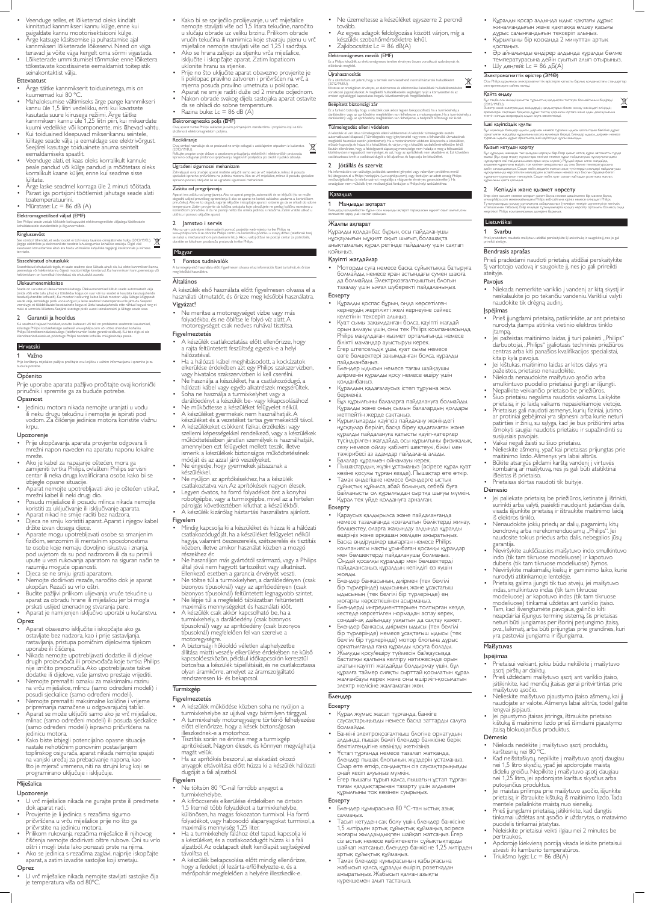- Veenduge selles, et lõiketerad oleks kindlalt kinnitatud kannmikseri kannu külge, enne kui paigaldate kannu mootorisektsiooni külge.
- Ärge katsuge käsitsemise ja puhastamise ajal kannmikseri lõiketerade lõikeservi. Need on väga teravad ja võite väga kergelt oma sõrmi vigastada.
- Lõiketerade ummistumisel tõmmake enne lõiketera tõkestavate koostisainete eemaldamist toitepistik seinakontaktist välja.

## Ettevaatust

- Ärge täitke kannmikserit toiduainetega, mis on kuumemad kui 80 °C.
- Mahaloksumise vältimiseks ärge pange kannmikseri kannu üle 1,5 liitri vedelikku, eriti kui kavatsete kasutada suure kiirusega režiimi. Ärge täitke kannmikseri kannu üle 1,25 liitri piiri, kui mikserdate kuumi vedelikke või komponente, mis tihevad vahtu.
- Kui toiduained kleepuvad mikserikannu seintele, lülitage seade välja ja eemaldage see elektrivõrgust. Seejärel kasutage toiduainete anuma seintelt eemaldamiseks spaatlit.
- Veenduge alati, et kaas oleks korralikult kannule peale pandud või külge pandud ja mõõtetass oleks korralikult kaane külges, enne kui seadme sisse lülitate.
- Ärge laske seadmel korraga üle 2 minuti töötada.
- Pärast iga portsjoni töötlemist jahutage seade alati toatemperatuurini.
- Müratase: Lc = 86 dB (A)

## Elektromagnetilised väljad (EMF)

See Philipsi seade vastab kõikidele kohaldatavatele elektromagnetiliste väljadega käsitlevatele kohaldatavatele standarditele ja õigusnormidele.

## Ringlussevõtt

See sümbol tähendab, et seda toodet ei tohi visata tavaliste olmejäätmete hulka (2012/19/EL). Järgige elektriliste ja elektrooniliste toodete lahuskogumise kohalikke eeskirju. Õige viisil kasutuseest kõrvaldamine aitab ära hoida võimalikke kahjulikke tagajärgi keskkonnale ja inimese tervisele.

## Sisseehitatud ohutuslukk

Sisseehitatud ohutuslukk tagab, et saate seadme sisse lülitada ainult siis, kui olete kannmikseri kannu, peenestaja või hakkimiskannu õigesti mootori külge kinnitanud. Kui kinnitamine toimub õigesti, vabaneb ohutuslukk automaatselt.

## Ülekuumenemiskaitse

Seade on varustatud ülekuumenemiskaitsega. Ülekuumenemisel lülitub seade automaatselt välja (mida võib ette tulla juhul, kui töödeldate kogus on suur või kui seadet ei kasutata kasutusjuhendis toodud juhendite kohaselt). Kui mootori voolurong katkeb lülitab mootori välja, lülitage kõigepealt seade välja ja eemaldage toitepistik pistikupesast ja laske seadmel toatemperatuurini jahtuda. Seejärel veenduge, et töödeldavate koostisainete kogus ei ületa kasutusjuhendis ette nähtud koguseid ning et mikseri kannus olevad toiduained ei blokeeri lõiketerasid.

## 2 Garantii ja hooldus

Kui vajate teavet või kui teil on probleeme seadmete kasutamisel, külastage Philipsi kodulehekülge aadressil www.philips.com või võtke ühendust kohaliku Philipsi klienditeeninduskeskusega (telefoninumbri leiate garantiivoldikust). Kui teie riigis ei ole klienditeeninduskeskust, pöörduge Philipsi toodete kohaliku müügiesindaja poole.

# Hrvatski

## 1 Važno

Prije korištenja mješalice pažljivo pročitajte ovaj korisnički s važnim informacijama i spremite je za buduće potrebe.

## Općenito

Prije uporabe aparata pažljivo pročitajte ovaj korisnički priručnik i spremite ga za buduće potrebe.

### Opasnost

- Jedinicu motora nikada nemojte uranjati u vodu ili neku drugu tekućinu i nemojte je ispirati pod vodom. Za čišćenje jedinice motora koristite vlažnu krpu.

### Upozorenje

- Prije ukopčavanja aparata provjerite odgovara li mrežni napon naveden na aparatu naponu lokalne mreže.
- Ako je kabel za napajanje oštećen, mora ga zamijeniti tvrtka Philips, ovlašteni Philips servisni centar ili neka druga kvalificirana osoba kako bi se izbjegle opasne situacije.
- Aparat nemojte upotrebljavati ako je oštećen utikač, mrežni kabel ili neki drugi dio.
- Posudu mješalice ili posudu mlinca nikada nemojte koristiti za uključivanje ili isključivanje aparata.
- Aparat nikad ne smije raditi bez nadzora.
- Djeca ne smiju koristiti aparat. Aparat i njegov kabel držite izvan dosega djece.
- Aparate mogu upotrebljavati osobe sa smanjenim fizičkim, senzornim ili mentalnim sposobnostima te osobe koje nemaju dovoljno iskustva i znanja, pod uvjetom da su pod nadzorom ili da su primili upute u vezi rukovanja aparatom na siguran način te razumiju moguće opasnosti.
- Djeca se ne smiju igrati aparatom.
- Nemojte dodirivati rezače, naročito dok je aparat ukopčan. Rezači su vrlo oštri.
- Budite pažljivi prilikom ulijevanja vruće tekućine u aparat za obradu hrane ili mješalicu jer bi mogla prskati uslijed iznenadnog stvaranja pare.
- Aparat je namijenjen isključivo uporabi u kućanstvu.

### Oprez

- Aparat obavezno isključite i iskopčajte ako ga ostavljate bez nadzora, kao i prije sastavljanja, rastavljanja, pristupa pomičnim dijelovima tijekom uporabe ili čišćenja.
- Nikada nemojte upotrebljavati dodatke ili dijelove drugih proizvođača ili proizvođača koje tvrtka Philips nije izričito preporučila. Ako upotrebljavate takve dodatke ili dijelove, vaše jamstvo prestaje vrijediti.
- Nemojte premašiti oznaku za maksimalnu razinu na vrču mješalice, mlincu (samo određeni modeli) i posudi sjeckalice (samo određeni modeli).
- Nemojte premašiti maksimalne količine i vrijeme pripremanja naznačene u odgovarajućoj tablici.
- Aparat se može uključiti samo ako je vrč mješalice, mlinac (samo određeni modeli) ili posuda sjeckalice (samo određeni modeli) ispravno pričvršćena na jedinicu motora.
- Kako biste izbjegli potencijalno opasne situacije nastale nehotičnim ponovnim postavljanjem toplinskog osigurača, aparat nikada nemojte spajati na vanjski uređaj za prebacivanje napona, kao što je mjerač vremena, niti na strujni krug koji se programirano uključuje i isključuje.

## Miješalica

### Upozorenje

- U vrč mješalice nikada ne gurajte prste ili predmete dok aparat radi.
- Provjerite je li jedinica s rezačima ispravno pričvršćena u vrču mješalice prije no što ga pričvrstite na jedinicu motora.
- Prilikom rukovanja rezačima mješalice ili njihovog čišćenja nemojte dodirivati oštre rubove. Oni su vrlo oštri i mogli biste lako porezati prste na njima.
- Ako se jedinica s rezačima zaglavi, najprije iskopčajte aparat, a zatim izvadite sastojke koji smetaju.

### Oprez

- U vrč mješalice nikada nemojte stavljati sastojke čija je temperatura viša od 80°C.
- Kako bi se spriječilo prolijevanje, u vrč mješalice nemojte stavljati više od 1,5 litara tekućine, naročito u slučaju obrade uz veliku brzinu. Prilikom obrade vrućih tekućina ili namirnica koje stvaraju pjenu u vrč mješalice nemojte stavljati više od 1,25 l sadržaja.
- Ako se hrana zalijepi za stjenku vrča mješalice, isključite i iskopčajte aparat. Zatim lopaticom uklonite hranu sa stjenke.
- Prije no što uključite aparat obavezno provjerite je li poklopac pravilno zatvoren i pričvršćen na vrč, a mjerna posuda pravilno umetnuta u poklopac.
- Aparat ne smije raditi duže od 2 minute odjednom.
- Nakon obrade svakog dijela sastojaka aparat ostavite da se ohladi do sobne temperature.
- Razina buke: Lc = 86 dB (A)

## Elektromagnetska polja (EMF)

Ovaj aparat tvrtke Philips sukladan je svim primjenjivim standardima i propisima koji se tiču izloženosti elektromagnetskim poljima.

## Recikliranje

Ovaj simbol naznačuje da se proizvod ne smije odlagati s uobičajenim otpadom iz kućanstva (2012/19/EU).
Poštujte propise svoje države o zasebnom prikupljanju električnih i elektroničkih proizvoda. Ispravno odlaganje pridonosi sprječavanju negativnih posljedica po okoliš i ljudsko zdravlje.

## Ugrađeni sigurnosni mehanizam

Zahvaljujući ovaj značajki aparat možete uključiti samo ako je vrč mješalice, mlinac ili posuda sjeckalice ispravno pričvršćena na jedinicu motora. Ako je vrč mješalice, mlinac ili posuda sjeckalice ispravno postavljen(a), uključit će se ugrađeni sigurnosni mehanizam.

## Zaštita od pregrijavanja

Aparat ima zaštitu od pregrijavanja. Ako se aparat pregrije, automatski će se isključiti (to se može dogoditi uslijed prevelikog opterećenja ili ako se aparat ne koristi sukladno uputama u korisničkom priručniku). Ako se to dogodi, najprije isključite i iskopčajte aparat i ostavite ga da se ohladi do sobne temperature. Zatim provjerite da količina sastojaka koje obrađujete ne prelazi količinu navedenu u korisničkom priručniku ili da ne postoji nešto što sprječava rad. Ako je to slučaj, premjestite sastojke i uklonite ih prije ponovnog uključivanja aparata.

## 2 Jamstvo i servis

Ako su vam potrebne informacije ili pomoć, posjetite web-mjesto tvrtke Philips na www.philips.com ili se obratite Philips centru za korisničku podršku u svojoj državi (telefonski broj se nalazi u međunarodnom jamstvenom listu). Ako u vašoj državi ne postoji centar za potrošače, obratite se lokalnom prodavaču proizvoda tvrtke Philips.

# Magyar

## 1 Fontos tudnivalók

A turmixgép első használata előtt figyelmesen olvassa el a használati útmutatót, és őrizze meg későbbi használatra.

## Általános

A készülék első használata előtt figyelmesen olvassa el a használati útmutatót, és őrizze meg későbbi használatra.

### Vigyázat!

- Ne merítse a motoregységet vízbe vagy más folyadékba, és ne öblítse le folyó víz alatt. A motoregységet csak nedves ruhával tisztítsa.

### Figyelmeztetés

- A készülék csatlakoztatása előtt ellenőrizze, hogy a rajta feltüntetett feszültség egyezik-e a helyi hálózatéval.
- Ha a hálózati kábel meghibásodott, a kockázatok elkerülése érdekében azt egy Philips szakszervizben, vagy hivatalos szakszervizben ki kell cserélni.
- Ne használja a készüléket, ha a csatlakozódugó, a hálózati kábel vagy egyéb alkatrészek megsérültek.
- Soha ne használja a turmixkelyhet vagy a darálóedényt a készülék be- vagy kikapcsolásához!
- Ne működtesse a készüléket felügyelet nélkül.
- A készüléket gyermekek nem használhatják. A készüléket és a vezetéket tartsa gyermekektől távol.
- A készüléket csökkent fizikai, érzékelési vagy szellemi képességekkel rendelkező, vagy a készülékek működtetésében járatlan személyek is használhatják, amennyiben ezt felügyelet mellett teszik, illetve ismerik a készülékek biztonságos működtetésének módját és az azzal járó veszélyeket.
- Ne engedje, hogy gyermekek játsszanak a készülékkel.
- Ne nyúljon az aprítókésekhez, ha a készülék csatlakoztatva van. Az aprítókések nagyon élesek.
- Legyen óvatos, ha forró folyadékot önt a konyhai robotgépbe, vagy a turmixgépbe, mivel az a hirtelen párolgás következtében kifuthat a készülékből.
- A készülék kizárólag háztartási használatra ajánlott.

### Figyelem

- Mindig kapcsolja ki a készüléket és húzza ki a hálózati csatlakozódugót, ha a készüléket felügyelet nélkül hagyja, valamint összeszerelés, szétszerelés és tisztítás között, illetve amikor használat közben a mozgó részekhez ér.
- Ne használjon más gyártótól származó, vagy a Philips által jóvá nem hagyott tartozékot vagy alkatrészt. Ellenkező esetben a garancia érvényét veszti.
- Ne töltse túl a turmixkelyhen, a darálóedényen (csak bizonyos típusoknál) vagy az aprítóedényen (csak bizonyos típusoknál) feltüntetett legnagyobb szintet.
- Ne lépje túl a megfelelő táblázatban feltüntetett maximális mennyiségeket és használati időt.
- A készülék csak akkor kapcsolható be, ha a turmixkehely, a darálóedény (csak bizonyos típusoknál) vagy az aprítóedény (csak bizonyos típusoknál) megfelelően fel van szerelve a motoregységre.
- A biztonsági hőkioldó véletlen alaphelyzetbe állítása miatti veszély elkerülése érdekében ne külső kapcsolóeszközön, például időkapcsolón keresztül biztosítsa a készülék tápellátását, és ne csatlakoztassa olyan áramkörre, amelyet az áramszolgáltató rendszeresen ki- és bekapcsol.

## Turmixgép

### Figyelmeztetés

- A készülék működése közben soha ne nyúljon a turmixkehelybe az ujjával vagy bármilyen tárggyal.
- A turmixkehely motoregységre történő felhelyezése előtt ellenőrizze, hogy a kések biztonságosan illeszkednek-e a motorhoz.
- Tisztítás során ne érintse meg a turmixgép aprítókéseit. Nagyon élesek, és könnyen megvághatja magát velük.
- Ha az aprítókés beszorul, az elakadást okozó anyagok eltávolítása előtt húzza ki a készülék elosztó dugóját a fali aljzatból.

### Figyelem

- Ne töltsön 80 °C-nál forróbb anyagot a turmixkehelybe.
- A kifröccsenés elkerülése érdekében ne öntsön 1,5 literneél több folyadékot a turmixkehelybe, különösen, ha magas fokozaton turmixol. Ha forró folyadékot, vagy habosodó alapanyagokat turmixol, a maximális mennyiség 1,25 liter.
- Ha a turmixkehely falához étel tapad, kapcsolja ki a készüléket, és a csatlakozódugót húzza ki a fali aljzatból. Az odatapadt ételt kenőlapát segítségével távolítsa el.
- A készülék bekapcsolása előtt mindig ellenőrizze, hogy a fedelet jól lezárta-e/felhelyezte-e, és a mérőpohár megfelelően a helyére illeszkedik-e.
- Ne üzemeltesse a készüléket egyszerre 2 percnél tovább.
- Az egyes adagok feldolgozása között várjon, míg a készülék szobahőmérsékletre lehűl.
- Zajkibocsátás: Lc = 86 dB(A)

## Elektromágneses mezők (EMF)

Ez a Philips készülék az elektromágneses terekre érvényes összes vonatkozó szabványnak és előírásnak megfelel.

## Újrahasznosítás

Ez a szimbólum azt jelenti, hogy a termék nem kezelhető normál háztartási hulladékként (2012/19/EU).
Kövesse az országában érvényes, az elektromos és elektronikus készülékek hulladékkezelésére vonatkozó jogszabályokat. A megfelelő hulladékkezelés segítséget nyújt a környezettel és az emberi egészséggel kapcsolatos negatív következmények megelőzésében.

## Beépített biztonsági zár

Ez a funkció biztosítja, hogy a készülék csak akkor legyen bekapcsolható, ha a turmixkehely, a darálóedény vagy az aprítóedény megfelelően fel van helyezve a motoregységre. Ha a turmixkehely, a darálóedény vagy az aprítóedény megfelelően van felhelyezve, a beépített biztonsági zár kiold.

## Túlmelegedés elleni védelem

A készülék el van látva túlmelegedés elleni védelemmel. A készülék túlmelegedés esetén automatikusan kikapcsol. (Túlmelegedés nagy igénybevétel vagy nem a felhasználói útmutatónak megfelelő használat esetén előfordulhat.) Ha a túlmelegedés-védelem kikapcsolja a készüléket, először kapcsolja ki, húzza ki a készüléket, és várjon, míg a készülék szobahőmérsékletre lehűl. Ezután ellenőrizze, hogy a feldolgozott alapanyag mennyisége nem haladja-e meg a felhasználói kézikönyvben megadott mennyiséget, és azt, hogy az aprítókések nem akadtak-e el. Ezt követően csatlakoztassa ismét a csatlakozódugót a fali aljzathoz, és kapcsolja be készüléket.

## 2 Jótállás és szerviz

Ha információra van szüksége, javításhoz szeretne igényelni vagy valamilyen probléma merül fel, látogasson el a Philips honlapjára (www.philips.com), vagy forduljon az adott ország Philips vevőszolgálatához (a telefonszámot megtalálja a világszerte érvényes garancialevélben). Ha országában nem működik ilyen vevőszolgálat, forduljon a Philips helyi szakkereskedőhöz.

# Қазақша

## 1 Маңызды ақпарат

Блендерді қолданбастан бұрын осы маңызды ақпарат парақшасын мұқият оқып шығып, оны келешекте қарау үшін сақтап қойыңыз.

## Жалпы ақпарат

Құралды қолданбас бұрын, осы пайдаланушы нұсқаулығын мұқият оқып шығып, болашақта анықтамалық құрал ретінде пайдалану үшін сақтап қойыңыз.

### Қауіпті жағдайлар

- Моторды суға немесе басқа сұйықтыққа батыруға болмайды, немесе кран астындағы сумен шаюға да болмайды. Электрқозғалтқыштың блогын тазалау үшін ылғал шүберекті пайдаланыңыз.

### Ескерту

- Құралды қоспас бұрын, онда көрсетілген кернеудің жергілікті желі кернеуіне сәйкес келетінін тексеріп алыңыз.
- Қуат сымы зақымданған болса, қауіпті жағдай орын алмауы үшін, оны тек Philips компаниясында, Philips мақұлдаған қызмет орталығында немесе білікті мамандар ауыстыруы керек.
- Егер штепсельдік ұшы, қуат сымы немесе өзге бөлшектері зақымданған болса, құралды пайдаланбаңыз.
- Блендер ыдысын немесе тағам шайқауыш диірменін құралды қосу немесе өшіру үшін қолданбаңыз.
- Құралды қадағалаусыз істеп тұруына жол бермеңіз.
- Бұл құрылғыны балаларға пайдалануға болмайды. Құралды және оның сымын балалардың қолдары жетпейтін жерде сақтаңыз.
- Құрылғыларды қауіпсіз пайдалану жөніндегі нұсқаулар берілген, басқа біреу қадағалаған жағдайда және құралды пайдалануға қатысты қауіп-қатерлер түсіндірілген жағдайда, осы құрылғыны физикалық, сезу немесе ойлау қабілеті шектеулі, білімі мен тәжірибесі аз адамдар пайдалана алады.
- Балалар құралмен ойнамауы керек.
- Пышақтардың жүзін ұстамаңыз (әсіресе құрал қуат көзіне қосулы тұрған кезде). Пышақтар өте өткір.
- Тамақ өңдегішке немесе блендерге ыстық сұйықтық құйылса, абай болыңыз, себебі буға байланысты ол құрылғыдан сыртқа шығуы мүмкін.
- Құрал тек үйде қолдануға арналған.

### Ескерту

- Қараусыз қалдырылса және пайдаланғанда немесе тазалағанда қозғалатын бөлшектерді жинау, бөлшектеу, оларға жақындау алдында құралды өшіріңіз және артқышан желіден ажыратыңыз.
- Басқа өндірушілер шығарған немесе Philips компаниясы нақты ұсынбаған қосалқы құралдар мен бөлшектерді пайдаланушы болмаңыз. Ондай қосалқы құралдар мен бөлшектерді пайдалансаңыз, құралдың кепілдігі өз күшін жояды.
- Блендер банкасының, диірмен (тек белгілі бір түрлерінде) ыдысының және ұсақтағыш ыдысының (тек белгілі бір түрлерінде) ең жоғарғы көрсеткішінен асырмаңыз.
- Блендерді интерденнтермен толтырған кезде, кестеде көрсетілген нормадан асыру керек, сондай-ақ дайындау уақытын да сақтау керек.
- Блендер банкасы, диірмен ыдысы (тек белгілі бір түрлерінде) немесе ұсақтағыш ыдысы (тек белгілі бір түрлерінде) мотор блогына дұрыс орнатылғанда ғана құралды қосуға болады.
- Жылуды қосу/өшіру түймесін байқаусызда бастапқы қалпына келтіру нәтижесінде орын алатын қауіпті жағдайды болдырмау үшін, бұл құралға таймер сияқты сыртқы қосылатын құрал жалғанбауы керек және оны өшіріп-қосылатын электр желісіне жалғамаған жөн.

## Блендер

### Ескерту

- Құрал жұмыс жасап тұрғанда, банкіге саусақтарыңызды немесе басқа заттарды салуға болмайды.
- Банкіні электрқозғалтқыш блогіне орнатудың алдында, пышақ бөлігі блендер банкісіне берік бекітілгендігіне көзіңізді жеткізіңіз.
- Ұстап тұрғанда немесе тазалап жатқанда, блендер пышақ блогының жүздерін ұстамаңыз. Олар өте өткір, сондықтан сіз саусақтарыңызды оңай кесіп алуыңыз мүмкін.
- Егер пышақтары тұрып қалса, пышақтың ұстап тұрған тағам қалдықтарынан тазарту үшін алдымен құрылғыны ток көзінен суырыңыз.

### Ескерту

- Блендер құмырасына 80 °С-тан ыстық азық салмаңыз.
- Тасып кетуден сақ болу үшін, блендер банкісіне 1,5 литрден артық сұйықтық құймаңыз, әсіресе жоғарғы жылдамдықпен шайқап жатсаңыз. Егер сіз ыстық немесе көбіктенетін сұйықтықтарды шайқап жатсаңыз, блендер банкісіне 1,25 литрден артық сұйықтық құймаңыз.
- Тамақ блендер құмырасының қабырғасына жабысып қалса, құралды өшіріп, розеткадан ажыратыңыз. Жабысып қалған азықты күрекшемен алып тастаңыз.
- Құралды қосар алдында ыдыс қақпағы дұрыс жиналғандығын және қақпаққа өлшеу қасығы дұрыс салынғандығын тексеріп алыңыз.
- Құрылғыны бір қосқанда 2 минуттан артық қоспаңыз.
- Әр айналымды өңдірер алдында құралды бөлме температурасына дейін суытып алып отырыңыз.
- Шу деңгейі: Lc = 86 дБ(А)

## Электромагниттік өрістер (ЭМӨ)

Осы Philips құрылғысы электромагниттік өрістерге қатысты барлық қолданыстағы стандарттар мен ережелерге сәйкес келеді.

## Қайта өңдеу

Бұл таңба осы өнімді қалыпты тұрмыстық қалдықтан тастауға болмайтынын білдіреді (2012/19/EU).
Электр және электрондық өнімдердің қалдықтарын бөлек жинау жөніндегі еліңіздің ережелерін сақтаңыз. Қоқысқа дұрыс тастау қоршаған ортаға және адам денсаулығына тигізетін жағымсыз әсерлерден сақтауға көмектеседі.

## Ішкі қауіпсіздік құлпы

Бұл мүмкіндік блендер ыдысы, диірмен немесе турағыш ыдысы қозғалтқыш блогіне дұрыс орнатылған кездерде құрылғыны қосуға мүмкіндік береді. Блендер ыдысы, диірмен немесе турағыш ыдысы дұрыс орнатылса, ішкі қауіпсіздік құлпы ашылады.

## Қызып кетуден қорғау

Бұл құрылғыны қызып кетуден қорғау бар. Егер қызып кетсе, құрал автоматты түрде өшеді. (Бұл жүке өндеу жүктелген кезінде немесе құрал пайдаланушы нұсқаулығындағы нұсқауларға сай пайдаланылмаса орын алуы мүмкін). Мұндай орын алған жағдайда, алдымен құрылғыны өшіріп, ток көзінен ажыратыңыз да, оны бөлме температурасына дейін салқындатыңыз. Содан кейін, өңделіп жатқан азық-түліктердің мөлшері пайдаланушы нұсқаулығында көрсетілген мөлшерден аспайтынын немесе ыдыстың бірдеңе бөгеп тұрмағанын тексеріңіз. Содан кейін, қуат сымын қайтадан розеткаға жалғап, құрылғыны қайта қосыңыз.

## 2 Кепілдік және қызмет көрсету

Егер сізге қызмет немесе ақпарат қажет болса немесе шешілмеген бір мәселе болса, www.philips.com мекенжайындағы Philips веб-сайтына кіріңіз немесе еліңіздегі Philips Тұтынушыларды қолдау орталығына хабарласыңыз (телефон нөмірін дүниежүзілік кепілдік кітапшасынан табасыз). Егер еліңізде тұтынушыларға қолдау көрсету орталығы болмаса, онда жергілікті Philips компаниясының дилеріне барыңыз.

# Lietuviškai

## 1 Svarbu

Prieš pradėdami naudoti maišytuvą atidžiai perskaitykite šį lankstinuką ir saugokite jį, nes jo gali prireikti ateityje.

## Bendrasis aprašas

Prieš pradėdami naudoti prietaisą atidžiai perskaitykite šį vartotojo vadovą ir saugokite jį, nes jo gali prireikti ateityje.

### Pavojus

- Niekada nemerkite variklio į vandenį ar kitą skystį ir neskalaukite jo po tekančiu vandeniu. Variklio valymui naudokite tik drėgną audinį.

### Įspėjimas

- Prieš įjungdami prietaisą, patikrinkite, ar ant prietaiso nurodyta įtampa atitinka vietinio elektros tinklo įtampą.
- Jei pažeistas maitinimo laidas, jį turi pakeisti „Philips" darbuotojai, „Philips" įgaliotasis techninės priežiūros centras arba kiti panašios kvalifikacijos specialistai, kitaip kyla pavojus.
- Jei kištukas, maitinimo laidas ar kitos dalys yra pažeistos, prietaiso nenaudokite.
- Niekada nenaudokite maišytuvo ąsočio arba smulkintuvo puodelio prietaisui įjungti ar išjungti.
- Nepalikite veikiančio prietaiso be priežiūros.
- Šiuo prietaisu negalima naudotis vaikams. Laikykite prietaisą ir jo laidą vaikams nepasiekiamoje vietoje.
- Prietaisais gali naudotis asmenys, kurių fiziniai, jutimo ar protiniai gebėjimai yra silpnesni arba kurie neturi patirties ir žinių, su sąlyga, kad jie bus prižiūrimi arba išmokyti saugiai naudotis prietaisu ir supažindinti su susijusiais pavojais.
- Vaikai negali žaisti su šiuo prietaisu.
- Nelieskite ašmenų, ypač kai prietaisas prijungtas prie maitinimo lizdo. Ašmenys yra labai aštrūs.
- Būkite atsargūs pildami karštą vandenį į virtuvės kombainą ar maišytuvą, nes jis gali būti atsitiktinai išleistas iš prietaiso.
- Prietaisas skirtas naudoti tik buityje.

### Dėmesio

- Jei paliekate prietaisą be priežiūros, ketinate jį išrinkti, surinkti arba valyti, pasiekti naudojant judančias dalis, visada išjunkite prietaisą ir ištraukite maitinimo laidą iš elektros tinklo.
- Nenaudokite jokių priedų ar dalių, pagamintų kitų bendrovių arba nerekomenduojamų „Philips". Jei naudosite tokius priedus arba dalis, nebegalios jūsų garantija.
- Neviršykite aukščiausios maišytuvo indo, smulkintuvo indo (tik tam tikruose modeliuose) ir kapotuvo dubens (tik tam tikruose modeliuose) žymos.
- Neviršykite maksimalių kiekių ir gaminimo laiko, kurie nurodyti atitinkamoje lentelėje.
- Prietaisą galima įjungti tik tuo atveju, jei maišytuvo indas, smulkintuvo indas (tik tam tikruose modeliuose) ar kapotuvo indas (tik tam tikruose modeliuose) tinkamai uždėtas ant variklio įtaiso.
- Tam, kad išvengtumėte pavojaus, galinčio kilti neapdairiai išjungus terminę sistemą, šis prietaisas neturi būti jungiamas per išorinį perjungimo įtaisą, pvz., laikmatį, arba būti prijungtas prie grandinės, kuri yra pastoviai įjungiama ir išjungiama.

## Maišytuvas

### Įspėjimas

- Prietaisui veikiant, jokiu būdu nekiškite į maišytuvo ąsotį pirštų ar daiktų.
- Prieš uždėdami maišytuvo ąsotį ant variklio įtaiso, įsitikinkite, kad menčių įtaisas gerai pritvirtintas prie maišytuvo ąsočio.
- Nelieskite maišytuvo pjaustymo įtaiso ašmenų, kai jį naudojate ar valote. Ašmenys labai aštrūs, todėl galite lengvai įsipjauti.
- Jei pjaustymo įtaisas įstringa, ištraukite prietaiso kištuką iš maitinimo lizdo prieš išimdami pjaustymo įtaisą blokuojančius produktus.

### Dėmesio

- Niekada nedėkite į maišytuvo ąsotį produktų, karštesnių nei 80 °C.
- Kad neišsitaškytų, nepilkite į maišytuvo ąsotį daugiau nei 1,5 litro skysčių, ypač jei apdorojate maistą dideliu greičiu. Nepilkite į maišytuvo ąsotį daugiau nei 1,25 litro, jei apdorojate karštus skysčius arba putojančius produktus.
- Jei maistas prilimpa prie maišytuvo ąsočio, išjunkite prietaisą ir ištraukite kištuką iš maitinimo lizdo. Tada mentele pašalinkite maistą nuo sienelių.
- Prieš įjungdami prietaisą, įsitikinkite, kad dangtis tinkamai uždėtas ant ąsočio ir uždarytas, o matavimo puodelis tinkamai įstatytas.
- Nelieskite prietaisui veikti ilgiau nei 2 minutes be pertraukos.
- Apdoroję kiekvieną porciją visada leiskite prietaisui atvėsti iki kambario temperatūros.
- Triukšmo lygis: Lc = 86 dB(A)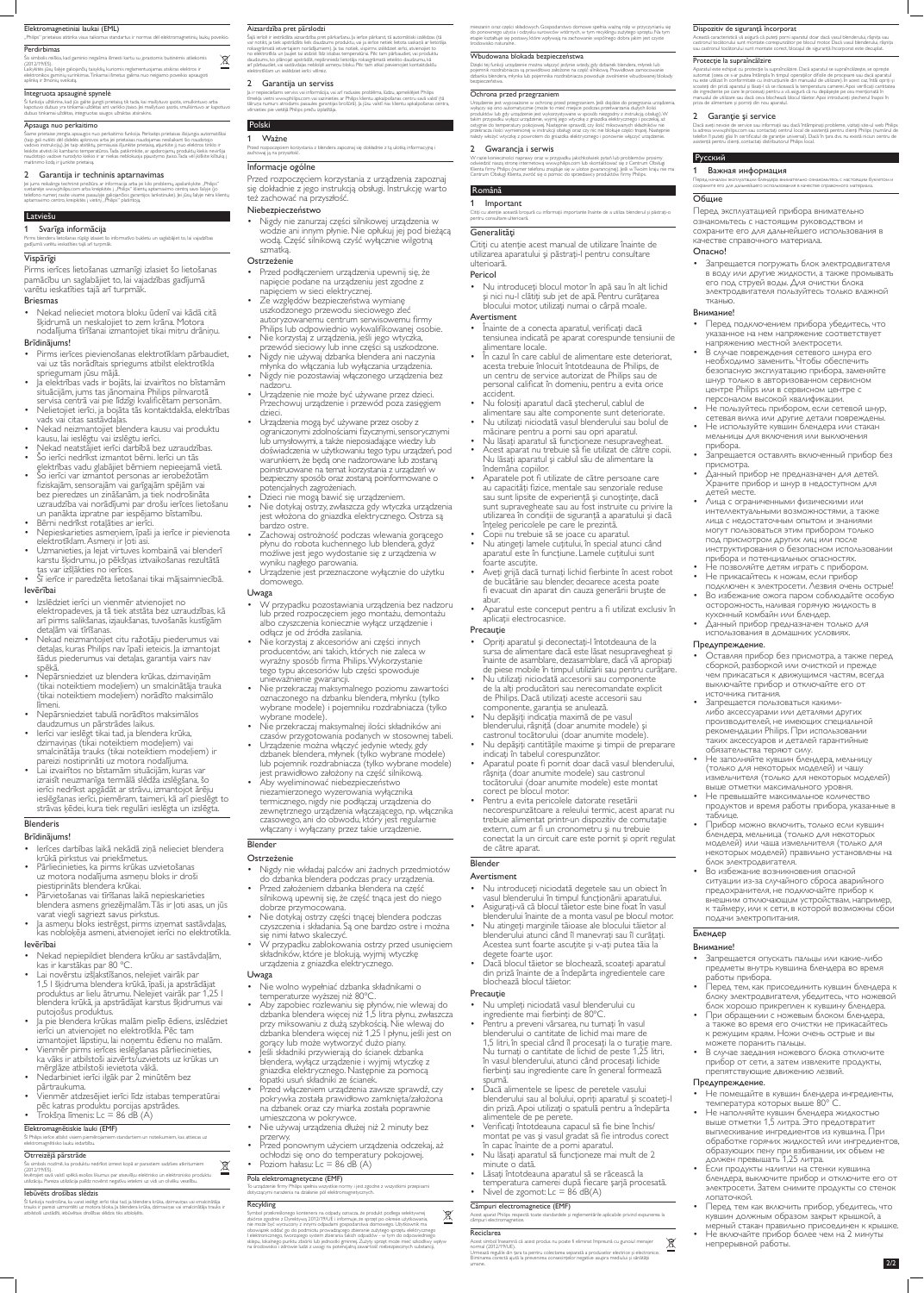## Elektromagnetiniai laukai (EML)

„Philips" prietaisas atitinka visus taikomus standartus ir normas dėl elektromagnetinių laukų poveikio.

## Perdirbimas

Šis simbolis reiškia, kad gaminio negalima išmesti kartu su įprastomis buitinėmis atliekomis (2012/19/ES).

Laikykitės jūsų šalyje galiojančių taisyklių kuriomis reglamentuojamas atskiras elektros ir elektroninių gaminių surinkimas. Tinkamai išmetus gaminį nuo neigiamo poveikio apsaugoti aplinką ir žmonių sveikatą.

## Integruota apsauginė sąlygų

Ši funkcija užtikrina, kad jūs galite ijungti prietaisą tik tada, kai maišytuvo puodas, smulkintuvo arba kapotuvo dubuo yra tinkamai uždėtas ant variklio įtaiso. Jei maišytuvo puodas, smulkintuvo ar kapotuvo dubuo tinkamai uždėtas, integruota saugos užraktas atsirakins.

## Apsauga nuo perkaitimo

Šame prietaise įrengta apsaugos nuo perkaitimo funkcija. Perkaitęs prietaisas išsijungia automatiškai (taip gali nutikti dėl didelės apkrovos arba jei prietaisas naudojamas nesilaikant šio naudojimo vadovo nurodymų). Jei taip atsitiktų, pirmiausia išjunkite prietaisą, atjunkite jį nuo elektros tinklo ir leiskite atvėsti iki kambario temperatūros. Tada patikrinkite, ar apdorojamų produktų kiekis nesviršija naudojimo vadove nurodyto kiekio ir ar niekas neblokuoja pjaunančių įrankių. Tada vėl įjiškite kištuką į maitinimo lizdą ir įjunkite prietaisą.

## 2 Garantija ir techninis aptarnavimas

Jei jums reikalinga techninė priežiūra ar informacija arba jei kilo problemų, apsilankykite „Philips" svetainėje adresu www.philips.com arba kreipkitės į „Philips" klientų aptarnavimo centrą savo šalyje (jo telefono numerį rasite visame pasaulyje galiojančios garantijos lankstinuke). Jei jūsų šalyje nėra klientų aptarnavimo centro, kreipkitės į vietinį „Philips" platintoją.

## Latviešu

### 1 Svarīga informācija

Pirms blendera lietošanas rūpīgi izlasiet šo informatīvo bukletu un saglabājiet to, lai vajadzības gadījumā varētu ieskatīties tajā arī turpmāk.

### Vispārīgi

Pirms ierīces lietošanas uzmanīgi izlasiet šo lietošanas pamācību un saglabājiet to, lai vajadzības gadījumā varētu ieskatīties tajā arī turpmāk.

### Briesmas

- Nekad nelieciet motora bloku ūdenī vai kādā citā šķidrumā un neskalojiet to zem krāna. Motora nodalījuma tīrīšanai izmantojiet tikai mitru drāniņu.

### Brīdinājums!

- Pirms ierīces pievienošanas elektrotīklam pārbaudiet, vai uz tās norādītais spriegums atbilst elektrotīkla spriegumam jūsu mājā.
- Ja elektrības vads ir bojāts, lai izvairītos no bīstamām situācijām, jums tas jānomaina Philips pilnvarotā servisa centrā vai pie līdzīgi kvalificētam personām.
- Nelietojiet ierīci, ja bojāta tās kontaktdakša, elektrības vads vai citas sastāvdaļas.
- Nekad neizmantojiet blendera kausu vai produktu kausu, lai ieslēgtu vai izslēgtu ierīci.
- Nekad neatstājiet ierīci darbībā bez uzraudzības.
- Šo ierīci nedrīkst izmantot bērni. Ierīci un tās elektrības vadu glabājiet bērniem nepieejamā vietā.
- Šo ierīci var izmantot personas ar ierobežotām fiziskajām, sensorajām vai garīgajām spējām vai bez pieredzes un zināšanām, ja tiek nodrošināta uzraudzība vai norādījumi par drošu ierīces lietošanu un panākta izpratne par iespējamo bīstamību.
- Bērni nedrīkst rotaļāties ar ierīci.
- Nepieskarieties asmeņiem, īpaši ja ierīce ir pievienota elektrotīklam. Asmeņi ir ļoti asi.
- Uzmanieties, ja lejat virtuves kombainā vai blenderī karstu šķidrumu, jo pēkšņas iztvaikošanas rezultātā tas var izšļākties no ierīces.
- Šī ierīce ir paredzēta lietošanai tikai mājsaimniecībā.

### Ievērībai

- Izslēdziet ierīci un vienmēr atvienojiet no elektropadeves, ja tā tiek atstāta bez uzraudzības, kā arī pirms salikšanas, izjaukšanas, tuvošanās kustīgām detaļām vai tīrīšanas.
- Nekad neizmantojiet citu ražotāju piederumus vai detaļas, kuras Philips nav īpaši ieteicis. Ja izmantojat šādus piederumus vai detaļas, garantija vairs nav spēkā.
- Nepārsniedziet uz blendera krūkas, dzirnaviņām (tikai noteiktiem modeļiem) un smalcinātāja trauka (tikai noteiktiem modeļiem) norādīto maksimālo līmeni.
- Nepārsniedziet tabulā norādītos maksimālos daudzumus un pārstrādes laikus.
- Ierīci var ieslēgt tikai tad, ja blendera krūka, dzirnaviņas (tikai noteiktiem modeļiem) vai smalcinātāja trauks (tikai noteiktiem modeļiem) ir pareizi nostiprināti uz motora nodalījuma.
- Lai izvairītos no bīstamām situācijām, kuras var izraisīt neuzmanīga termālā slēdža izslēgšana, šo ierīci nedrīkst apgādāt ar strāvu, izmantojot ārēju ieslēgšanas ierīci, piemēram, taimeri, kā arī pieslēgt to strāvas ķēdei, kura tiek regulāri ieslēgta un izslēgta.

### Blenderis

### Brīdinājums!

- Ierīces darbības laikā nekādā ziņā nelieciet blendera krūkā pirkstus vai priekšmetus.
- Pārliecinieties, ka pirms krūkas uzvietošanas uz motora nodalījuma asmeņu bloks ir droši piestiprināts blendera krūkai.
- Pārvietošanas vai tīrīšanas laikā nepieskarieties blendera asmens griezējmalām. Tās ir ļoti asas, un jūs varat viegli sagriezt savus pirkstus.
- Ja asmeņu bloks iestrēgst, pirms izņemat sastāvdaļas, kas nobloķēja asmeni, atvienojiet ierīci no elektrotīkla.

### Ievērībai

- Nekad nepiepildiet blendera krūku ar sastāvdaļām, kas ir karstākas par 80 °C.
- Lai novērstu izšļakstīšanos, nelejiet vairāk par 1,5 l šķidruma blendera krūkā, īpaši, ja apstrādājat produktus ar lielu ātrumu. Nelejiet vairāk par 1,25 l blendera krūkā, ja apstrādājat karstus šķidrumus vai putojošus produktus.
- Ja pie blendera krūkas malām pielīp ēdiens, izslēdziet ierīci un atvienojiet no elektrotīkla. Pēc tam izmantojiet lāpstiņu, lai noņemtu ēdienu no malām.
- Vienmēr pirms ierīces ieslēgšanas pārliecinieties, ka vāks ir atbilstoši aizvērts/uzvietots uz krūkas un mērglāze atbilstoši ievietota vākā.
- Nedarbiniet ierīci ilgāk par 2 minūtēm bez pārtraukuma.
- Vienmēr atdzesējiet ierīci līdz istabas temperatūrai pēc katras produktu porcijas apstrādes.
- Trokšņa līmenis: Lc = 86 dB (A)

### Elektromagnētiskie lauki (EMF)

Šī Philips ierīce atbilst visiem piemērojamiem standartiem un noteikumiem, kas attiecas uz elektromagnētisko lauku iedarbību.

### Otrreizējā pārstrāde

Šis simbols nozīmē, ka produktu nedrīkst izmest kopā ar parastiem sadzīves atkritumiem (2012/19/ES).

Ievērojiet savā valstī spēkā esošos likumus par atsevišķu elektrisko un elektronisko produktu savākšanu. Pareiza utilizācija palīdz novērst negatīvu ietekmi uz vidi un cilvēku veselību.

### Iebūvēts drošības slēdzis

Šī funkcija nodrošina, ka varat ieslēgt ierīci tikai tad, ja blendera krūka, dzirnaviņas vai smalcinātāja trauks ir pareizi uzstādīts uz motora bloka Ja blendera krūka, dzirnaviņas vai smalcinātāja trauks ir atbilstoši uzstādīts, iebūvētais drošības slēdzis tiks atbloķēts.

### Aizsardzība pret pārslodzi

Šajā ierīcē ir iebūvēta aizsardzība pret pārkaršanu. Ja ierīce pārkarst, tā automātiski izslēdzas (tā var notikt, ja tiek apstrādāts liels daudzums produktu, vai ja ierīce netiek lietota saskaņā ar Philips rokasgrāmatā ietvertajiem norādījumiem). Ja tas notiek, vispirms izslēdziet ierīci, atvienojiet to no elektrotīkla un ļaujiet tai atdzist līdz istabas temperatūrai. Pēc tam pārbaudiet, vai produktu daudzums, ko pārstrādājat, nepārsniedz lietotāja rokasgrāmatā norādīto daudzumu un vai asmeņi nav aizbloķēti, vai arī pārbaudiet, vai sastāvdaļas neblokē asmeņu bloku. Pēc tam varat pievienot kontaktdakšu elektrotīklam un ieslēgt ierīci vēlreiz.

### 2 Garantija un serviss

Ja ir nepieciešams serviss vai informācija, vai ja ir radušās problēmas, lūdzu, apmeklējiet Philips tīmekļa vietni www.philips.com vai sazinieties ar Philips klientu apkalpošanas centru savā valstī (tā tālruņa numurs atrodams pasaules garantijas brošūrā). Ja jūsu valstī nav klientu apkalpošanas centra, vērsieties pie vietējā Philips preču izplatītāja.

## Polski

### 1 Ważne

Przed rozpoczęciem korzystania z blendera zapoznaj się dokładnie z tą ulotką informacyjną i zachowaj ją na przyszłość.

### Informacje ogólne

Przed rozpoczęciem korzystania z urządzenia zapoznaj się dokładnie z jego instrukcją obsługi. Instrukcję warto też zachować na przyszłość.

### Niebezpieczeństwo

- Nigdy nie zanurzaj części silnikowej urządzenia w wodzie ani innym płynie. Nie opłukuj jej pod bieżącą wodą. Część silnikową czyść wyłącznie wilgotną szmatką.

### Ostrzeżenie

- Przed podłączeniem urządzenia upewnij się, że napięcie podane na urządzeniu jest zgodne z napięciem w sieci elektrycznej.
- Ze względów bezpieczeństwa wymianę uszkodzonego przewodu sieciowego zleć autoryzowanemu centrum serwisowemu firmy Philips lub odpowiednio wykwalifikowanej osobie.
- Nie korzystaj z urządzenia, jeśli jego wtyczka, przewód sieciowy lub inne części są uszkodzone.
- Nigdy nie używaj dzbanka blendera ani naczynia młynka do włączania lub wyłączania urządzenia.
- Nigdy nie pozostawiaj włączonego urządzenia bez nadzoru.
- Urządzenie nie może być używane przez dzieci. Przechowuj urządzenie i przewód poza zasięgiem dzieci.
- Urządzenia mogą być używane przez osoby z ograniczonymi zdolnościami fizycznymi, sensorycznymi lub umysłowymi, a także nieposiadające wiedzy lub doświadczenia w użytkowaniu tego typu urządzeń, pod warunkiem, że będą one nadzorowane lub zostaną poinstruowane na temat korzystania z urządzeń w bezpieczny sposób oraz zostaną poinformowane o potencjalnych zagrożeniach.
- Dzieci nie mogą bawić się urządzeniem.
- Nie dotykaj ostrzy, zwłaszcza gdy wtyczka urządzenia jest włożona do gniazdka elektrycznego. Ostrza są bardzo ostre.
- Zachowaj ostrożność podczas wlewania gorącego płynu do robota kuchennego lub blendera, gdyż możliwe jest jego wydostanie się z urządzenia w wyniku nagłego parowania.
- Urządzenie jest przeznaczone wyłącznie do użytku domowego.

### Uwaga

- W przypadku pozostawiania urządzenia bez nadzoru lub przed rozpoczęciem jego montażu, demontażu albo czyszczenia koniecznie wyłącz urządzenie i odłącz je od źródła zasilania.
- Nie korzystaj z akcesoriów ani części innych producentów, ani takich, których nie zaleca w wyraźny sposób firma Philips. Wykorzystanie tego typu akcesoriów lub części spowoduje unieważnienie gwarancji.
- Nie przekraczaj maksymalnego poziomu zawartości oznaczonego na dzbanku blendera, młynku (tylko wybrane modele) i pojemniku rozdrabniacza (tylko wybrane modele).
- Nie przekraczaj maksymalnej ilości składników ani czasów przygotowania podanych w stosownej tabeli.
- Urządzenie można włączyć jedynie wtedy, gdy dzbanek blendera, młynek (tylko wybrane modele) lub pojemnik rozdrabniacza (tylko wybrane modele) jest prawidłowo założony na część silnikową.
- Aby wyeliminować niebezpieczeństwo niezamierzonego wyzerowania wyłącznika termicznego, nigdy nie podłączaj urządzenia do zewnętrznego urządzenia włączającego, np. włącznika czasowego, ani do obwodu, który jest regularnie włączany i wyłączany przez takie urządzenie.

### Blender

### Ostrzeżenie

- Nigdy nie wkładaj palców ani żadnych przedmiotów do dzbanka blendera podczas pracy urządzenia.
- Przed założeniem dzbanka blendera na część silnikową upewnij się, że część tnąca jest do niego dobrze przymocowana.
- Nie dotykaj ostrzy części tnącej blendera podczas czyszczenia i składania. Są one bardzo ostre i można się nimi łatwo skaleczyć.
- W przypadku zablokowania ostrzy przed usunięciem składników, które je blokują, wyjmij wtyczkę z gniazdka elektrycznego.

### Uwaga

- Nie wolno wypełniać dzbanka składnikami o temperaturze wyższej niż 80°C.
- Aby zapobiec rozlewaniu się płynów, nie wlewaj do dzbanka blendera więcej niż 1,5 litra płynu, zwłaszcza przy miksowaniu z dużą szybkością. Nie wlewaj do dzbanka blendera więcej niż 1,25 l płynu, jeśli jest on gorący lub może wytworzyć dużo piany.
- Jeśli składniki przywierają do ścianek dzbanka blendera, wyłącz urządzenie i wyjmij wtyczkę z gniazdka elektrycznego. Następnie za pomocą łopatki usuń składniki ze ścianek.
- Przed włączeniem urządzenia zawsze sprawdź, czy pokrywka została prawidłowo zamknięta/założona na dzbanek oraz czy miarka została poprawnie umieszczona w pokrywce.
- Nie używaj urządzenia dłużej niż 2 minuty bez przerwy.
- Przed ponownym użyciem urządzenia odczekaj, aż ochłodzi się ono do temperatury pokojowej.
- Poziom hałasu: Lc = 86 dB (A)

### Pola elektromagnetyczne (EMF)

To urządzenie firmy Philips spełnia wszystkie normy i jest zgodne z wszystkimi przepisami dotyczącymi narażenia na działanie pól elektromagnetycznych.

### Recykling

Symbol przekreślonego kontenera na odpady oznacza, że produkt podlega selektywnej zbiórce zgodnie z Dyrektywą 2012/19/UE i informuje, że sprzęt po okresie użytkowania, nie może być wyrzucany z innymi odpadami gospodarstwa domowego. Użytkownik ma obowiązek oddać go do podmiotu prowadzącego zbieranie zużytego sprzętu elektrycznego i elektronicznego, tworzącego system zbierania takich odpadów – w tym do odpowiedniego sklepu, lokalnego punktu zbiórki lub jednostki gminnej. Zużyty sprzęt może mieć szkodliwy wpływ na środowisko i zdrowie ludzi z uwagi na potencjalną zawartość niebezpiecznych substancji, mieszanin oraz części składowych. Gospodarstwo domowe spełnia ważną rolę w przyczynianiu się do ponownego użycia i odzysku surowców wtórnych, w tym recyklingu zużytego sprzętu. Na tym etapie kształtuje się postawy, które wpływają na zachowanie wspólnego dobra jakim jest czyste środowisko naturalne.

### Wbudowana blokada bezpieczeństwa

Dzięki tej funkcji urządzenie można włączyć jedynie wtedy, gdy dzbanek blendera, młynek lub pojemnik rozdrabniacza są prawidłowo założone na część silnikową. Prawidłowe zamocowanie dzbanka blendera, młynka lub pojemnika rozdrabniacza powoduje zwolnienie wbudowanej blokady bezpieczeństwa.

### Ochrona przed przegrzaniem

Urządzenie jest wyposażone w ochronę przed przegrzaniem. Jeśli dojdzie do przegrzania urządzenia, wyłączy się ono automatycznie (może to mieć miejsce podczas przetwarzania dużych ilości produktów lub gdy urządzenie jest wykorzystywane w sposób niezgodny z instrukcją obsługi). W takim przypadku wyłącz urządzenie, wyjmij jego wtyczkę z gniazdka elektrycznego i poczekaj, aż ostygnie do temperatury pokojowej. Następnie sprawdź, czy ilość miksowanych składników nie przekracza ilości wymienionej w instrukcji obsługi oraz czy nic nie blokuje części tnącej. Następnie należy włożyć wtyczkę z powrotem do gniazdka elektrycznego i ponownie włączyć urządzenie.

### 2 Gwarancja i serwis

W razie konieczności naprawy oraz w przypadku jakichkolwiek pytań lub problemów prosimy odwiedzić naszą stronę internetową www.philips.com lub skontaktować się z Centrum Obsługi Klienta firmy Philips (numer telefonu znajduje się w ulotce gwarancyjnej). Jeśli w Twoim kraju nie ma Centrum Obsługi Klienta, zwróć się o pomoc do sprzedawcy produktów firmy Philips.

## Română

### 1 Important

Citiți cu atenție acest broșură cu informații importante înainte de a utiliza blenderul și păstrați-l pentru consultare ulterioară.

### Generalități

Citiți cu atenție acest manual de utilizare înainte de utilizarea aparatului și păstrați-l pentru consultare ulterioară.

### Pericol

- Nu introduceți blocul motor în apă sau în alt lichid și nici nu-l clătiți sub jet de apă. Pentru curățarea blocului motor, utilizați numai o cârpă moale.

### Avertisment

- Înainte de a conecta aparatul, verificați dacă tensiunea indicată pe aparat corespunde tensiunii de alimentare locale.
- În cazul în care cablul de alimentare este deteriorat, acesta trebuie înlocuit întotdeauna de Philips, de un centru de service autorizat de Philips sau de personal calificat în domeniu, pentru a evita orice accident.
- Nu folosiți aparatul dacă ștecherul, cablul de alimentare sau alte componente sunt deteriorate.
- Nu utilizați niciodată vasul blenderului sau bolul de măcinare pentru a porni sau opri aparatul.
- Nu lăsați aparatul să funcționeze nesupravegheat.
- Acest aparat nu trebuie să fie utilizat de către copii. Nu lăsați aparatul și cablul său de alimentare la îndemâna copiilor.
- Aparatele pot fi utilizate de către persoane care au capacități fizice, mentale sau senzoriale reduse sau sunt lipsite de experiență și cunoștințe, dacă sunt supravegheate sau au fost instruite cu privire la utilizarea în condiții de siguranță a aparatului și dacă înțeleg pericolele pe care le prezintă.
- Copiii nu trebuie să se joace cu aparatul.
- Nu atingeți lamele cuțitului, în special atunci când aparatul este în funcțiune. Lamele cuțitului sunt foarte ascuțite.
- Aveți grijă dacă turnați lichid fierbinte în acest robot de bucătărie sau blender, deoarece acesta poate fi evacuat din aparat din cauza generării bruște de abur.
- Aparatul este conceput pentru a fi utilizat exclusiv în aplicații electrocasnice.

### Precauție

- Opriți aparatul și deconectați-l întotdeauna de la sursa de alimentare dacă este lăsat nesupravegheat și înainte de asamblare, dezasamblare, dacă vă apropiați de piese mobile în timpul utilizării sau pentru curățare.
- Nu utilizați niciodată accesorii sau componente de la alți producători sau nerecomandate explicit de Philips. Dacă utilizați aceste accesorii sau componente, garanția se anulează.
- Nu depășiți indicația maximă de pe vasul blenderului, râșniță (doar anumite modele) și castronul tocătorului (doar anumite modele).
- Nu depășiți cantitățile maxime și timpii de preparare indicați în tabelul corespunzător.
- Aparatul poate fi pornit doar dacă vasul blenderului, râșnița (doar anumite modele) sau castronul tocătorului (doar anumite modele) este montat corect pe blocul motor.
- Pentru a evita pericolele datorate resetării necorespunzătoare a releului termic, acest aparat nu trebuie alimentat printr-un dispozitiv de comutație extern, cum ar fi un cronometru și nu trebuie conectat la un circuit care este pornit și oprit regulat de către aparat.

### Blender

### Avertisment

- Nu introduceți niciodată degetele sau un obiect în vasul blenderului în timpul funcționării aparatului.
- Asigurați-vă că blocul tăietor este bine fixat în vasul blenderului înainte de a monta vasul pe blocul motor.
- Nu atingeți marginile tăioase ale blocului tăietor al blenderului atunci când îl manevrați sau îl curățați. Acestea sunt foarte ascuțite și v-ați putea tăia la degete foarte ușor.
- Dacă blocul tăietor se blochează, scoateți aparatul din priză înainte de a îndepărta ingredientele care blochează blocul tăietor.

### Precauție

- Nu umpleți niciodată vasul blenderului cu ingrediente mai fierbinți de 80°C.
- Pentru a preveni vărsarea, nu turnați în vasul blenderului o cantitate de lichid mai mare de 1,5 litri, în special când îl procesați la o turație mare. Nu turnați o cantitate de lichid de peste 1,25 litri, în vasul blenderului, atunci când procesați lichide fierbinți sau ingrediente care în general formează spumă.
- Dacă alimentele se lipesc de peretele vasului blenderului sau al bolului, opriți aparatul și scoateți-l din priză. Apoi utilizați o spatulă pentru a îndepărta alimentele de pe perete.
- Verificați întotdeauna capacul să fie bine închis/montat pe vas și vasul gradat să fie introdus corect în capac înainte de a porni aparatul.
- Nu lăsați aparatul să funcționeze mai mult de 2 minute o dată.
- Lăsați întotdeauna aparatul să se răcească la temperatura camerei după fiecare șarjă procesată.
- Nivel de zgomot: Lc = 86 dB(A)

### Câmpuri electromagnetice (EMF)

Acest aparat Philips respectă toate standardele și reglementările aplicabile privind expunerea la câmpuri electromagnetice.

### Reciclarea

Acest simbol înseamnă că acest produs nu poate fi eliminat împreună cu gunoiul menajer normal (2012/19/UE).

Urmează regulile din țara ta pentru colectarea separată a produselor electrice și electronice. Eliminarea corectă ajută la prevenirea consecințelor negative asupra mediului și sănătății umane.

### Dispozitiv de siguranță încorporat

Această caracteristică vă asigură că puteți porni aparatul doar dacă vasul blenderului, râșnița sau castronul tocătorului sunt montate corespunzător pe blocul motor. Dacă vasul blenderului, râșnița sau castronul tocătorului sunt montate corect, blocajul de siguranță încorporat este deblocat.

### Protecție la supraîncălzire

Aparatul este echipat cu protecție la supraîncălzire. Dacă aparatul se supraîncălzește, se oprește automat (ceea ce s-ar putea întâmpla în timpul operațiilor dificile de procesare sau dacă aparatul nu este utilizat în conformitate cu instrucțiunile din manualul de utilizare). În acest caz, întâi opriți și scoateți din priză aparatul și lăsați-l să se răcească la temperatura camerei. Apoi verificați cantitatea de ingrediente pe care le procesați pentru a vă asigura că nu depășește pe cea menționată în manualul de utilizare sau dacă ceva blochează blocul tăietor. Apoi reconectați ștecherul la priza de alimentare și porniți aparatul.

### 2 Garanție și service

Dacă aveți nevoie de service sau informații sau dacă întâmpinați probleme, vizitați site-ul web Philips la adresa www.philips.com sau contactați centrul local de asistență pentru clienți Philips (numărul de telefon îl puteți găsi în certificatul de garanție universal). Dacă în țara dvs. nu există niciun centru de asistență pentru clienți, contactați distribuitorul Philips local.

## Русский

### 1 Важная информация

Перед началом использования блендера внимательно ознакомьтесь с настоящим буклетом и сохраните его для дальнейшего использования в качестве справочного материала.

### Общие

Перед эксплуатацией прибора внимательно ознакомьтесь с настоящим руководством и сохраните его для дальнейшего использования в качестве справочного материала.

### Опасно!

- Запрещается погружать блок электродвигателя в воду или другие жидкости, а также промывать его под струей воды. Для очистки блока электродвигателя пользуйтесь только влажной тканью.

### Внимание!

- Перед подключением прибора убедитесь, что указанное на нем напряжение соответствует напряжению местной электросети.
- В случае повреждения сетевого шнура его необходимо заменить. Чтобы обеспечить безопасную эксплуатацию прибора, заменяйте шнур только в авторизованном сервисном центре Philips или в сервисном центре с персоналом высокой квалификации.
- Не пользуйтесь прибором, если сетевой шнур, сетевая вилка или другие детали повреждены.
- Не используйте кувшин блендера или стакан мельницы для включения или выключения прибора.
- Запрещается оставлять включенный прибор без присмотра.
- Данный прибор не предназначен для детей. Храните прибор и шнур в недоступном для детей месте.
- Лица с ограниченными физическими или интеллектуальными возможностями, а также лица с недостаточным опытом и знаниями могут пользоваться этим прибором только под присмотром других лиц или после инструктирования о безопасном использовании прибора и потенциальных опасностях.
- Не позволяйте детям играть с прибором.
- Не прикасайтесь к ножам, если прибор подключен к электросети. Лезвия очень острые!
- Во избежание ожога паром соблюдайте особую осторожность, наливая горячую жидкость в кухонный комбайн или блендер.
- Данный прибор предназначен только для использования в домашних условиях.

### Предупреждение.

- Оставляя прибор без присмотра, а также перед сборкой, разборкой или очисткой и прежде чем прикасаться к движущимся частям, всегда выключайте прибор и отключайте его от источника питания.
- Запрещается пользоваться какими-либо аксессуарами или деталями других производителей, не имеющих специальной рекомендации Philips. При использовании таких аксессуаров и деталей гарантийные обязательства теряют силу.
- Не заполняйте кувшин блендера, мельницу (только для некоторых моделей) и чашу измельчителя (только для некоторых моделей) выше отметки максимального уровня.
- Не превышайте максимальное количество продуктов и время работы прибора, указанные в таблице.
- Прибор можно включить, только если кувшин блендера, мельница (только для некоторых моделей) или чаша измельчителя (только для некоторых моделей) правильно установлены на блок электродвигателя.
- Во избежание возникновения опасной ситуации из-за случайного сброса аварийного предохранителя, не подключайте прибор к внешним отключающим устройствам, например, к таймеру, или к сети, в которой возможны сбои подачи электропитания.

### Блендер

### Внимание!

- Запрещается опускать пальцы или какие-либо предметы внутрь кувшина блендера во время работы прибора.
- Перед тем, как присоединить кувшин блендера к блоку электродвигателя, убедитесь, что ножевой блок хорошо прикреплен к кувшину блендера.
- При обращении с ножевым блоком блендера, а также во время его очистки не прикасайтесь к режущим краям. Ножи очень острые и вы можете поранить пальцы.
- В случае заедания ножевого блока отключите прибор от сети, а затем извлеките продукты, препятствующие движению лезвий.

### Предупреждение.

- Не помещайте в кувшин блендера ингредиенты, температура которых выше 80° C.
- Не наполняйте кувшин блендера жидкостью выше отметки 1,5 литра. Это предотвратит выплескивание жидкости из кувшина. При обработке горячих жидкостей или ингредиентов, образующих пену при взбивании, их объем не должен превышать 1,25 литра.
- Если продукты налипли на стенки кувшина блендера, выключите прибор и отключите его от электросети. Затем снимите продукты со стенок лопаточкой.
- Перед тем, как включить прибор, убедитесь, что крышка должным образом закрыт крышкой, а мерный стакан правильно присоединен к крышке.
- Не включайте прибор более чем на 2 минуты непрерывной работы.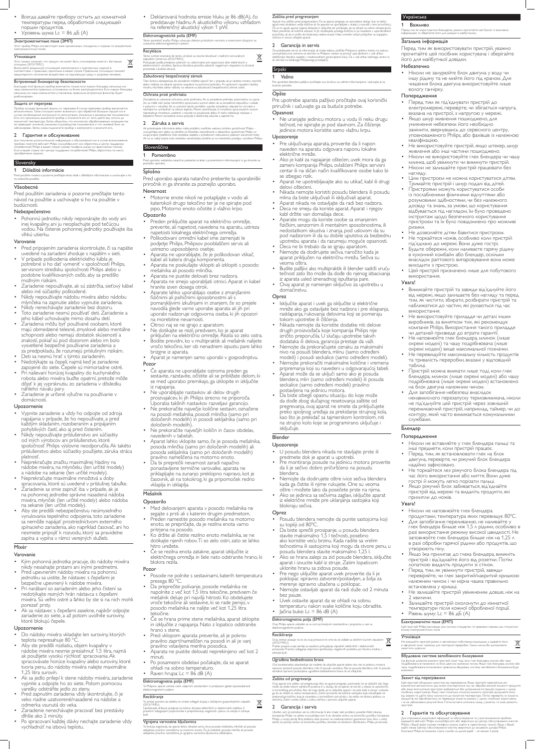- Всегда давайте прибору остыть до комнатной температуры перед обработкой следующей порции продуктов.
- Уровень шума: Lc = 86 дБ (A)

## Электромагнитные поля (ЭМП)

Этот прибор Philips соответствует всем применимым стандартам и нормам по воздействию электромагнитных полей.

## Утилизация

Этот символ означает, что продукт не может быть утилизирован вместе с бытовыми отходами (2012/19/ЕС).

Выполняйте раздельную утилизацию электрических и электронных изделий в соответствии с правилами, принятыми в вашей стране. Правильная утилизация поможет предотвратить негативное воздействие на окружающую среду и здоровье человека.

## Встроенный блокиратор безопасности

Благодаря этой функции прибор включается, только если кувшин блендера, мельница или чаша измельчителя правильно установлены на блок электродвигателя. Если кувшин блендера, мельница или чаша измельчителя установлены правильно, встроенный фиксатор будет разблокирован.

## Защита от перегрева

Прибор оснащен функцией защиты от перегрева. В случае перегрева прибор выключается автоматически. Такая ситуация может возникнуть при обработке больших порций или в случае несоблюдения инструкций по эксплуатации, описанных в руководстве пользователя. Если это произошло, выключите прибор и отключите его от сети, дайте ему остыть до комнатной температуры. Затем убедитесь, что количество обрабатываемых ингредиентов не превышает значений, указанных в руководстве пользователя, и что ножевой блок не заблокирован. Затем снова подключите прибор к электросети и включите его.

## 2 Гарантия и обслуживание

Для получения дополнительной информации и обслуживания или в случае возникновения проблем посетите веб-сайт Philips www.philips.com или обратитесь в центр поддержки потребителей Philips в вашей стране (номер телефона указан на гарантийном талоне). Если в вашей стране нет центра поддержки потребителей Philips, обратитесь по месту приобретения изделия.

# Slovensky

## 1 Dôležité informácie

Pred použitím mixéra si pozorne prečítajte tento letak s dôležitými informáciami a uschovajte si ho na neskoršie použitie.

## Všeobecné

Pred použitím zariadenia si pozorne prečítajte tento návod na použitie a uschovajte si ho na použitie v budúcnosti.

### Nebezpečenstvo

- Pohonnú jednotku nikdy neponárajte do vody ani inej kvapaliny, ani ju neoplachujte pod tečúcou vodou. Na čistenie pohonnej jednotky používajte iba vlhkú utierku.

### Varovanie

- Pred pripojením zariadenia skontrolujte, či sa napätie uvedené na zariadení zhoduje s napätím v sieti.
- V prípade poškodenia elektrického kábla je potrebné si ho dať vymeniť v spoločnosti Philips, servisnom stredisku spoločnosti Philips alebo u podobne kvalifikovaných osôb, aby sa predišlo možným rizikám.
- Zariadenie nepoužívajte, ak sú zástrčka, sieťový kábel alebo iné súčiastky poškodené.
- Nikdy nepoužívajte nádobu mixéra alebo nádobu mlynčeka na zapnutie alebo vypnutie zariadenia.
- Nikdy nenechávajte zariadenie bez dozoru.
- Toto zariadenie nesmú používať deti. Zariadenie a jeho kábel uchovávajte mimo dosahu detí.
- Zariadenia môžu byť používané osobami, ktoré majú obmedzené telesné, zmyslové alebo mentálne schopnosti alebo nemajú dostatok skúseností a znalostí, pokiaľ sú pod dozorom alebo im bolo vysvetlené bezpečné používanie zariadenia a za predpokladu, že rozumejú príslušným rizikám.
- Deti sa nesmú hrať s týmto zariadením.
- Nedotýkajte sa čepelí, najmä keď je zariadenie zapojené do siete. Čepele sú mimoriadne ostré.
- Pri nalievaní horúcej kvapaliny do kuchynského robota alebo mixéra buďte opatrní, pretože môže dôjsť k jej vypŕsknutiu zo zariadenia v dôsledku náhleho návalu pary.
- Zariadenie je určené výlučne na používanie v domácnosti.

### Upozornenie

- Vypnite zariadenie a vždy ho odpojte od zdroja napájania v prípade, že ho necháte bez dozoru a pred každým skladaním, rozoberaním a priblížením pohyblivých častí, ako aj pred čistením.
- Nikdy nepoužívajte príslušenstvo ani súčiastky od iných výrobcov ani príslušenstvo, ktoré spoločnosť Philips výslovne neodporučila. Ak takéto príslušenstvo alebo súčiastky použijete, záruka stráca platnosť.
- Neprekračujte značku maximálnej hladiny na nádobe mixéra, na mlynčeku (len určité modely) a nádobe na sekanie (len určité modely).
- Neprekračujte maximálne množstvá a doby spracovania, ktoré sú uvedené v príslušnej tabuľke.
- Zariadenie sa smie zapnúť iba v prípade, ak je na pohonnej jednotke správne nasadená nádoba mixéra, mlynček (len určité modely) alebo nádoba na sekanie (len určité modely).
- Aby ste predišli nebezpečenstvu neúmyselného vynulovania tepelného odpojenia, toto zariadenie sa nesmie napájať prostredníctvom externého spínacieho zariadenia, ako napríklad časovač, ani ho nesmie pripojiť k rozvodu, ktorý sa pravidelne zapína a vypína v rámci verejných služieb.

## Mixér

### Varovanie

- Kým pohonná jednotka pracuje, do nádoby mixéra nikdy nesiahajte prstami ani inými predmetmi.
- Pred upevnením nádoby mixéra na pohonnú jednotku sa uistite, že nástavec s čepeľami je bezpečne upevnený k nádobe mixéra.
- Pri narábaní so zariadením alebo jeho čistení sa nedotýkajte rezných hrán nástavca s čepeľami mixéra. Sú veľmi ostré a ľahko by ste si na nich mohli porezať prsty.
- Ak sa nástavec s čepeľami zasekne, najskôr odpojte zariadenie zo siete, a až potom uvoľnite suroviny, ktoré blokujú čepele.

### Upozornenie

- Do nádoby mixéra vkladajte len suroviny, ktorých teplota nepresahuje 80 °C.
- Aby ste predišli rozliatiu, objem kvapaliny v nádobe mixéra nesmie presiahnuť 1,5 litra, najmä ak používate vysokú rýchlosť spracovania. Ak spracovávate horúce kvapaliny alebo suroviny, ktoré tvoria penu, do nádoby mixéra nalejte maximálne 1,25 litra surovín.
- Ak sa jedlo prilepí k stene nádoby mixéra, zariadenie vypnite a odpojte ho zo siete. Potom pomocou varešky odstráňte jedlo zo steny.
- Pred zapnutím zariadenia vždy skontrolujte, či je veko riadne uzatvorené/nasadené na nádobe a odmerka vsunutá do veka.
- Zariadenie nenechávajte pracovať bez prestávky dlhšie ako 2 minúty.
- Po spracovaní každej dávky nechajte zariadenie vždy vychladnúť na izbovú teplotu.
- Deklarovaná hodnota emisie hluku je 86 dB(A), čo predstavuje hladinu A akustického výkonu vzhľadom na referenčný akustický výkon 1 pW.

## Elektromagnetické polia (EMF)

Tento spotrebič značky Philips vyhovuje všetkým príslušným normám a smerniciam týkajúcim sa vystavenia elektromagnetickým poliam.

## Recyklácia

Tento symbol znamená, že tento výrobok sa nesmie likvidovať s bežným komunálnym odpadom (smernica 2012/19/EÚ).

Postupujte podľa predpisov platných vo vašej krajine pre separovaný zber elektrických a elektronických výrobkov. Správna likvidácia pomáha zabrániť negatívnym dopadom na životné prostredie a ľudské zdravie.

## Zabudovaný bezpečnostný zámok

Táto funkcia zabezpečuje, že zariadenie môžete zapnúť len v prípade, ak je nádoba mixéra, mlynček alebo nádoba na sekanie správne nasadená na pohonnú jednotku. Pri správnom nasadení nádoby mixéra, mlynčeka alebo nádoby na sekanie sa zabudovaný bezpečnostný zámok odistí.

## Ochrana proti prehriatiu

Zariadenie je vybavené ochranou proti prehriatiu. Ak sa zariadenie prehreje, automaticky sa vypne (to sa môže stať počas náročného spracovania surovín alebo ak sa zariadenie nepoužíva v súlade s pokynmi v návode). Ak sa vyskytne takýto problém, vypnite zariadenie, odpojte ho od siete a nechajte ho vychladnúť na izbovú teplotu. Potom skontrolujte, či množstvo spracovaných surovín neprekračuje množstvo uvedené v návode na používanie alebo či nástavec s čepeľami nie je blokovaný. Potom zariadenie znova pripojte k elektrickej zásuvke a zapnite ho.

## 2 Záruka a servis

Ak potrebujete informácie alebo máte problém, navštívte webovú stránku spoločnosti Philips - www.philips.com alebo sa obráťte na Stredisko starostlivosti o zákazníkov spoločnosti Philips vo svojej krajine (telefónne číslo strediska nájdete v priloženom celosvetovo platnom záručnom liste). Ak sa vo vašej krajine toto stredisko nenachádza, obráťte sa na miestneho predajcu výrobkov Philips.

# Slovenščina

## 1 Pomembno

Pred uporabo mešalnika natančno preberite ta letak s pomembnimi informacijami in ga shranite za poznejšo uporabo.

## Splošno

Pred uporabo aparata natančno preberite ta uporabniški priročnik in ga shranite za poznejšo uporabo.

### Nevarnost

- Motorne enote nikoli ne potapljajte v vodo ali katerokoli drugo tekočino ter je ne spirajte pod pipo. Motorno enoto očistite z vlažno krpo.

### Opozorilo

- Preden priključite aparat na električno omrežje, preverite, ali napetost, navedena na aparatu, ustreza napetosti lokalnega električnega omrežja.
- Poškodovani omrežni kabel sme zamenjati le podjetje Philips, Philipsov pooblaščeni servis ali ustrezno usposobljene osebe.
- Aparata ne uporabljajte, če je poškodovan vtikač, kabel ali katera druga komponenta.
- Aparata ne poskušajte vklopiti ali izklopiti s posodo mešalnika ali posodo mlinčka.
- Aparata ne pustite delovati brez nadzora.
- Aparata ne smejo uporabljati otroci. Aparat in kabel hranite izven dosega otrok.
- Aparate lahko uporabljajo osebe z zmanjšanimi fizičnimi ali psihičnimi sposobnostmi ali s pomanjkljivimi izkušnjami in znanjem, če so prejele navodila glede varne uporabe aparata ali jih pri uporabi nadzoruje odgovorna oseba, ki jih opozori na morebitne nevarnosti.
- Otroci naj se ne igrajo z aparatom.
- Ne dotikajte se rezil, predvsem, ko je aparat priključen na električno omrežje. Rezila so zelo ostra.
- Bodite previdni, ko v multipraktik ali mešalnik nalijete vročo tekočino, ker ob nenadnem izpustu pare lahko brizgne iz aparata.
- Aparat je namenjen samo uporabi v gospodinjstvu.

### Pozor

- Če aparata ne uporabljate oziroma preden ga sestavite, razstavite, očistite ali se približate delom, ki se med uporabo premikajo, ga izklopite in izključite iz napajanja.
- Ne uporabljajte nastavkov ali delov drugih proizvajalcev, ki jih Philips izrecno ne priporoča. Uporaba takšnih nastavkov razveljavi garancijo.
- Ne prekoračite največje količine sestavin, označene na posodi mešalnika, posodi mlinčka (samo pri določenih modelih) in posodi sekljalnika (samo pri določenih modelih).
- Ne prekoračite največjih količin in časov obdelav, navedenih v tabelah.
- Aparat lahko vklopite samo, če je posoda mešalnika, posoda mlinčka (samo pri določenih modelih) ali posoda sekljalnika (samo pri določenih modelih) pravilno nameščena na motorno enoto.
- Da bi preprečili nevarnost zaradi napačno ponastavljene termične varovalke, aparata ne priklapljajte na zunanjo preklopno napravo, kot je časovnik, ali na tokokrog, ki ga pripomoček redno vklaplja in izklaplja.

## Mešalnik

### Opozorilo

- Med delovanjem aparata v posodo mešalnika ne segajte s prsti ali s katerim drugim predmetom.
- Preden namestite posodo mešalnika na motorno enoto, se prepričajte, da je rezilna enota varno pritrjena na posodo.
- Ko držite ali čistite rezilno enoto mešalnika, se ne dotikajte njenih robov. Ti so zelo ostri, zato se lahko hitro urežete.
- Če se rezilna enota zatakne, aparat izključite iz električnega omrežja in šele nato odstranite hrano, ki blokira rezila.

### Pozor

- Posode ne polnite s sestavinami, katerih temperatura presega 80 °C.
- Da preprečite polivanje, posode mešalnika ne napolnite z več kot 1,5 litra tekočine, predvsem če mešalnik deluje pri najvišji hitrosti. Ko obdelujete vroče tekočine ali sestavine, ki se rade penijo, v posodo mešalnika ne nalijte več kot 1,25 litra tekočine.
- Če se hrana prime stene mešalnika, aparat izklopite in izključite z napajanja. Nato z lopatico odstranite hrano s stene.
- Pred vklopom aparata preverite, ali je pokrov pravilno zaprt/nameščen na posodi in ali je vanj pravilno vstavljena merilna posodica.
- Aparata ne pustite delovati neprekinjeno več kot 2 minuti.
- Po posamezni obdelavi počakajte, da se aparat ohladi na sobno temperaturo.
- Raven hrupa: Lc = 86 dB (A)

## Elektromagnetna polja (EMF)

Ta Philipsov aparat ustreza vsem veljavnim standardom in predpisom glede izpostavljenosti elektromagnetnim poljem.

## Recikliranje

Ta simbol pomeni, da izdelka ne smete odlagati skupaj z običajnimi gospodinjskimi odpadki (2012/19/EU).

Upoštevajte državne predpise za ločeno zbiranje električnih in elektronskih izdelkov. S pravilnim odlaganjem pripomorete k preprečevanju negativnih vplivov na okolje in zdravje ljudi.

## Vgrajena varnostna ključavnica

Ta funkcija zagotavlja, da aparat lahko vklopite samo, če je posoda mešalnika, mlinček ali posoda sekljalnika pravilno nameščena na motorno enoto. Če je mešalnik, posoda mlinčka ali posoda sekljalnika pravilno nameščena, je vgrajena varnostna ključavnica odklenjena.

## Zaščita pred pregrevanjem

Aparat ima zaščito pred pregrevanjem. Če se aparat pregreje, se samodejno izklopi (kar se lahko zgodi med obdelavo večje količine ali če aparata ne uporabljate v skladu z navodili v tem priročniku). Če se to zgodi, aparat najprej izklopite in izključite ter počakajte, da se ohladi na sobno temperaturo. Nato preverite, ali količina sestavin, ki jih obdelujete, je navedena v uporabniškem priročniku, ali ni v prišlo do blokiranja rezilne enote. Nato omrežni vtikač priključite na napajanje vtičnico in znova vklopite aparat.

## 2 Garancija in servis

Če potrebujete servis ali informacije ali imate težavo, obiščite Philipsovo spletno mesto na naslovu www.philips.com oziroma se obrnite na Philipsov center za pomoč uporabnikom v vaši državi (telefonsko številko najdete v mednarodnem garancijskem listu). Če v vaši državi takšnega centra ni, se obrnite na lokalnega Philipsovega prodajalca.

# Srpski

## 1 Važno

Pre upotrebe blendera pažljivo pročitajte ovu brošuru sa važnim informacijama i sačuvajte je za buduće potrebe.

## Opšte

Pre upotrebe aparata pažljivo pročitajte ovaj korisnički priručnik i sačuvajte ga za buduće potrebe.

### Opasnost

- Ne uranjajte jedinicu motora u vodu ili neku drugu tečnost, ne ispirajte je pod slavinom. Za čišćenje jedinice motora koristite samo vlažnu krpu.

### Upozorenje

- Pre uključivanja aparata, proverite da li napon naveden na aparatu odgovara naponu lokalne električne mreže.
- Ako je kabl za napajanje oštećen, uvek mora da ga zameni kompanija Philips, ovlašćeni Philips servisni centar ili na sličan način kvalifikovane osobe kako bi se izbegao rizik.
- Aparat ne upotrebljavajte ako su utikač, kabl ili drugi delovi oštećeni.
- Nikada nemojte koristiti posudu blendera ili posudu mlina da biste uključivali ili isključivali aparat.
- Aparat nikada ne ostavljajte da radi bez nadzora.
- Deca ne smeju da koriste aparat. Aparat i njegov kabl držite van domašaja dece.
- Aparate mogu da koriste osobe sa smanjenim fizičkim, senzornim ili mentalnim sposobnostima, ili nedostatkom iskustva i znanja, pod uslovom da su pod nadzorom ili da su dobile uputstva za bezbednu upotrebu aparata i da razumeju moguće opasnosti.
- Deca ne bi trebalo da se igraju aparatom.
- Nemojte da dodirujete sečiva, naročito kada je aparat priključen na električnu mrežu. Sečiva su veoma oštra.
- Budite pažljivi ako multipraktik ili blender sadrži vruću tečnost zato što može da dođe do njenog izbacivanja iz aparata usled iznenadnog ispuštanja pare.
- Ovaj aparat je namenjen isključivo za upotrebu u domaćinstvu.

### Oprez

- Isključite aparat i uvek ga isključite iz električne mreže ako ga ostavljate bez nadzora i pre sklapanja, rasklapanja, rukovanja delovima koji se pomeraju tokom upotrebe ili čišćenja.
- Nikada nemojte da koristite dodatke niti delove drugih proizvođača koje kompanija Philips nije izričito preporučila. U slučaju upotrebe takvih dodataka ili delova, garancija prestaje da važi.
- Nemojte da prekoračujete oznaku za maksimalni nivo na posudi blendera, mlinu (samo određeni modeli) i posudi za seckalice (samo određeni modeli).
- Nemojte prekoračiti maksimalne količine i vremena pripremanja koji su navedeni u odgovarajućoj tabeli.
- Aparat može da se uključi samo ako je posuda blendera, mlin (samo određeni modeli) ili posuda seckalice (samo određeni modeli) pravilno postavljena na jedinicu motora.
- Da biste izbegli opasnu situaciju do koje može da dođe zbog slučajnog resetovanja zaštite od pregrevanja, ovaj aparat ne smete da priključujete preko spoljnog uređaja za prekidanje strujnog kola, kao što je prekidač sa tajmerskom kontrolom, niti na strujno kolo koje se programirano uključuje i isključuje.

## Blender

### Upozorenje

- U posudu blendera nikada ne stavljajte prste ili predmete dok je aparat u upotrebi.
- Pre montiranja posude na jedinicu motora proverite da li je sečivo dobro pričvršćeno na posudu blendera.
- Nemojte da dodirujete oštre ivice sečiva blendera kada ga čistite ili njime rukujete. One su veoma oštre i možete lako da posečete prste na njima.
- Ako se jedinica sa sečivima zaglavi, isključite aparat iz električne mreže pre uklanjanja sastojaka koji blokiraju sečiva.

### Oprez

- Posudu blendera nemojte da punite sastojcima koji su topliji od 80°C.
- Da biste sprečili prosipanje, u posudu blendera stavite maksimalno 1,5 l tečnosti, posebno ako koristite veću brzinu. Kada radite sa vrelim tečnostima ili sastojcima koji mogu da stvore penu, u posudu blendera stavite maksimalno 1,25 l.
- Ako se hrana zalepi za zid posude blendera, isključite aparat i izvucite kabl iz struje. Zatim lopaticom uklonite hranu sa zidova posude.
- Pre nego uključite aparat uvek proverite da li je poklopac ispravno zatvoren/postavljen, a šolja za merenje ispravno ubačena u poklopac.
- Nemojte ostavljati aparat da radi duže od 2 minuta bez pauze.
- Uvek ostavite aparat da se ohladi na sobnu temperaturu nakon svake količine koju obrađite.
- Jačina buke: Lc = 86 dB (A)

## Elektromagnetna polja (EMF)

Ovaj Philips aparat usklađen je sa svim primenljivim standardima i propisima u vezi sa elektromagnetnim poljima.

## Recikliranje

Ovaj simbol ukazuje na to da ovaj proizvod ne sme da se odlaže sa običnim kućnim otpadom (2012/19/EU).

Pratite propise svoje zemlje za zasebno prikupljanje otpadnih električnih i elektronskih proizvoda. Pravilno odlaganje doprinosi sprečavanju negativnih posledica po životnu sredinu i zdravlje ljudi.

## Ugrađena bezbednosna brava

Ova karakteristika obezbeđuje da možete da uključite aparat jedino ako ste na jedinicu motora ispravno postavili posudu blendera, mlin ili posudu seckalice. Kada su posuda blendera, mlin ili posuda seckalice ispravno postavljeni, ugrađena bezbednosna brava će se otključati.

## Zaštita od pregrevanja

Ovaj aparat ima zaštitu od pregrevanja. Ako se aparat pregreje, automatski će se isključiti (do čega može da dođe tokom zahtevnih poslova ili u slučaju da se aparat ne koristi u skladu sa uputstvima iz korisničkog priručnika). Ako do toga dođe, prvo isključite aparat, izvucite kabl iz struje i ostavite ga da se ohladi na sobnu temperaturu. Zatim proverite da količina sastojaka koje obrađujete ne prekoračuje količinu navedenu u korisničkom priručniku i da nešto ne blokira jedinicu sa sečivima. Zatim vratite utikač u zidnu utičnicu i ponovo uključite aparat.

## 2 Garancija i servis

Ukoliko vam je potreban servis, informacije ili ako imate neki problem, posetite Web lokaciju kompanije Philips na adresi www.philips.com ili se obratite centru za korisničku podršku kompanije Philips u svojoj zemlji. Broj telefona ćete pronaći na međunarodnom garantnom listu. Ako u vašoj zemlji ne postoji centar za korisničku podršku, obratite se lokalnom distributeru Philips proizvoda.

# Українська

## 1 Важливо

Перед тим як користуватися блендером, уважно прочитайте цей буклет із важливою інформацією та зберігайте його для довідки в майбутньому.

## Загальна інформація

Перед тим як використовувати пристрій, уважно прочитайте цей посібник користувача і зберігайте його для майбутньої довідки.

### Небезпечно

- Ніколи не занурюйте блок двигуна у воду чи іншу рідину та не мийте його під краном. Для чищення блока двигуна використовуйте лише вологу ганчірку.

### Попередження

- Перед тим як під'єднувати пристрій до електромережі, перевірте, чи збігається напруга, вказана на пристрої, з напругою у мережі.
- Якщо шнур живлення пошкоджено, для уникнення небезпеки його необхідно замінити, звернувшись до сервісного центру, уповноваженого Philips, або фахівців із належною кваліфікацією.
- Не використовуйте пристрій, якщо штекер, шнур живлення або інші частини пошкоджено.
- Ніколи не використовуйте глек блендера чи чашу млинка, щоб увімкнути чи вимкнути пристрій.
- Ніколи не залишайте пристрій працювати без нагляду.
- Цим пристроєм не можна користуватися дітям. Тримайте пристрій і шнур подалі від дітей.
- Пристроями можуть користуватися особи із послабленими фізичними відчуттями або розумовими здібностями, чи без належного досвіду та знань, за умови, що користування відбувається під наглядом, їм було проведено інструктаж щодо безпечного користування пристроєм та їх було повідомлено про можливі ризики.
- Не дозволяйте дітям бавитися пристроєм.
- Не торкайтеся ножів, особливо коли пристрій під'єднано до мережі. Вони дуже гострі.
- Будьте обережні, коли наливаєте гарячу рідину в кухонний комбайн або блендер, оскільки внаслідок раптового вивільнення пари вона може виходити з пристрою.
- Цей пристрій призначено лише для побутового використання.

### Увага!

- Вимикайте пристрій та завжди від'єднуйте його від мережі, якщо залишаєте без нагляду та перед тим, як чистити, збирати, розбирати пристрій та наближатися до частин, які рухаються під час використання.
- Не використовуйте приладдя чи деталі інших виробників, за винятком тих, які рекомендує компанія Philips. Використання такого приладдя чи деталей призведе до втрати гарантії.
- Не наповнюйте глек блендера, млинок (лише окремі моделі) та чашу подрібнювача (лише окремі моделі) вище максимальної позначки.
- Не перевищуйте максимальну кількість продуктів та тривалість переробки, вказані у відповідній таблиці.
- Пристрій можна вмикати лише тоді, коли глек блендера, млинок (лише окремі моделі) або чашу подрібнювача (лише окремі моделі) встановлено на блок двигуна належним чином.
- Для запобігання небезпеці внаслідок ненавмисного перезапуску термовимикача, ніколи не під'єднуйте цей пристрій через зовнішній перемикаючий пристрій, наприклад, таймер, чи до контуру, який часто вимикається комунальними службами.

## Блендер

### Попередження

- Ніколи не вставляйте у глек блендера пальці та інші предмети, коли пристрій працює.
- Перед тим, як встановлювати глек на блок двигуна, перевірте, чи ріжучий блок блендера надійно зафіксовано.
- Не торкайтеся лез ріжучого блока блендера під час його використання або миття. Вони дуже гострі й можуть легко порізати пальці.
- Якщо ріжучий блок застрягає, від'єднайте пристрій від мережі та видаліть продукти, які прилипли до ножів.

### Увага!

- Ніколи не наповнюйте глек блендера продуктами, температура яких перевищує 80°C.
- Для запобігання переливанню, не наливайте у глек блендера більше ніж 1,5 л рідини, особливо в разі використання режиму високої швидкості. Не заповнюйте глек блендера більше ніж на 1,25 л в разі обробки гарячої рідини або продуктів, що утворюють піну.
- Якщо їжа прилипає до глека блендера, вимкніть пристрій і від'єднайте його від розетки. Потім лопаткою видаліть продукти зі стінок.
- Перед тим, як увімкнути пристрій, завжди перевіряйте, чи глек закритий/накритий кришкою належним чином і чи мірна чашка правильно встановлена у кришці.
- Не залишайте пристрій увімкненим довше, ніж на 2 хвилини.
- Залишайте пристрій охолонути до кімнатної температури після кожної обробленої порції.
- Рівень шуму: Lc = 86 дБ (A)

## Електромагнітні поля (ЕМП)

Цей пристрій Philips відповідає усім чинним стандартам та правовим нормам, що стосуються впливу електромагнітних полів.

## Утилізація

Не викидайте пристрій разом зі звичайними побутовими відходами, а здавайте його в офіційний пункт прийому для повторної переробки. Таким чином Ви допоможете захистити довкілля.

## Вбудована система запобіжного блокування

Ця функція дозволяє вмикати пристрій лише тоді, коли глек блендера, млинок або чашу подрібнювача встановлено на блок двигуна належним чином. Якщо глек блендера, млинок або чашу подрібнювача встановлено правильно, вбудовану систему запобіжного блокування буде вимкнено.

## Захист від перегрівання

Цей пристрій обладнано захистом від перегрівання. Якщо пристрій перегрівається, він вимикається автоматично (що може статися під час обробки великої кількості продуктів або якщо використання пристрою відбувається без дотримання інструкцій, поданих у цьому посібнику користувача). Якщо таке станеться, спочатку вимкніть пристрій, від'єднайте його від мережі та дайте йому охолонути до кімнатної температури. Потім перевірте, чи кількість продуктів, які обробляються, не перевищує кількість, вказану в цьому посібнику користувача, і чи не заблоковано ріжучий блок. Потім вставте штекер в розетку та знову увімкніть пристрій.

## 2 Гарантія та обслуговування

Для отримання додаткової інформації чи обслуговування та у разі виникнення проблем відвідайте веб-сайт Philips www.philips.com або зверніться до центру обслуговування клієнтів Philips у Вашій країні (номер телефону можна знайти в гарантійному талоні). Якщо у Вашій країні немає Центру обслуговування клієнтів, зверніться до місцевого дилера Philips. Компанія Philips встановлює строк служби на даний виріб – не менше 3 років.